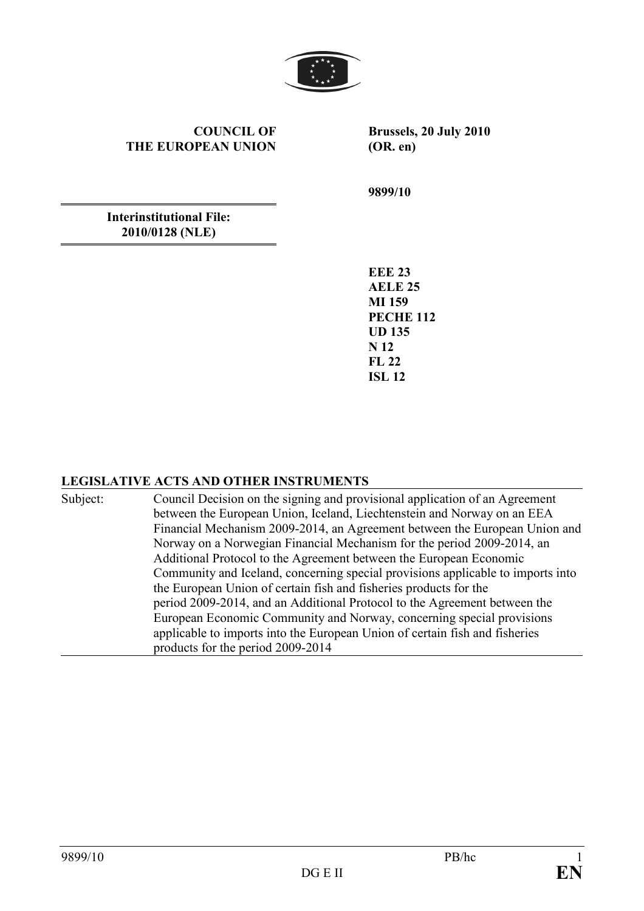**COUNCIL OF THE EUROPEAN UNION**

**Brussels, 20 July 2010**
**(OR. en)**

**9899/10**

**Interinstitutional File:**
**2010/0128 (NLE)**

**EEE 23**
**AELE 25**
**MI 159**
**PECHE 112**
**UD 135**
**N 12**
**FL 22**
**ISL 12**

**LEGISLATIVE ACTS AND OTHER INSTRUMENTS**

Subject: Council Decision on the signing and provisional application of an Agreement between the European Union, Iceland, Liechtenstein and Norway on an EEA Financial Mechanism 2009-2014, an Agreement between the European Union and Norway on a Norwegian Financial Mechanism for the period 2009-2014, an Additional Protocol to the Agreement between the European Economic Community and Iceland, concerning special provisions applicable to imports into the European Union of certain fish and fisheries products for the period 2009-2014, and an Additional Protocol to the Agreement between the European Economic Community and Norway, concerning special provisions applicable to imports into the European Union of certain fish and fisheries products for the period 2009-2014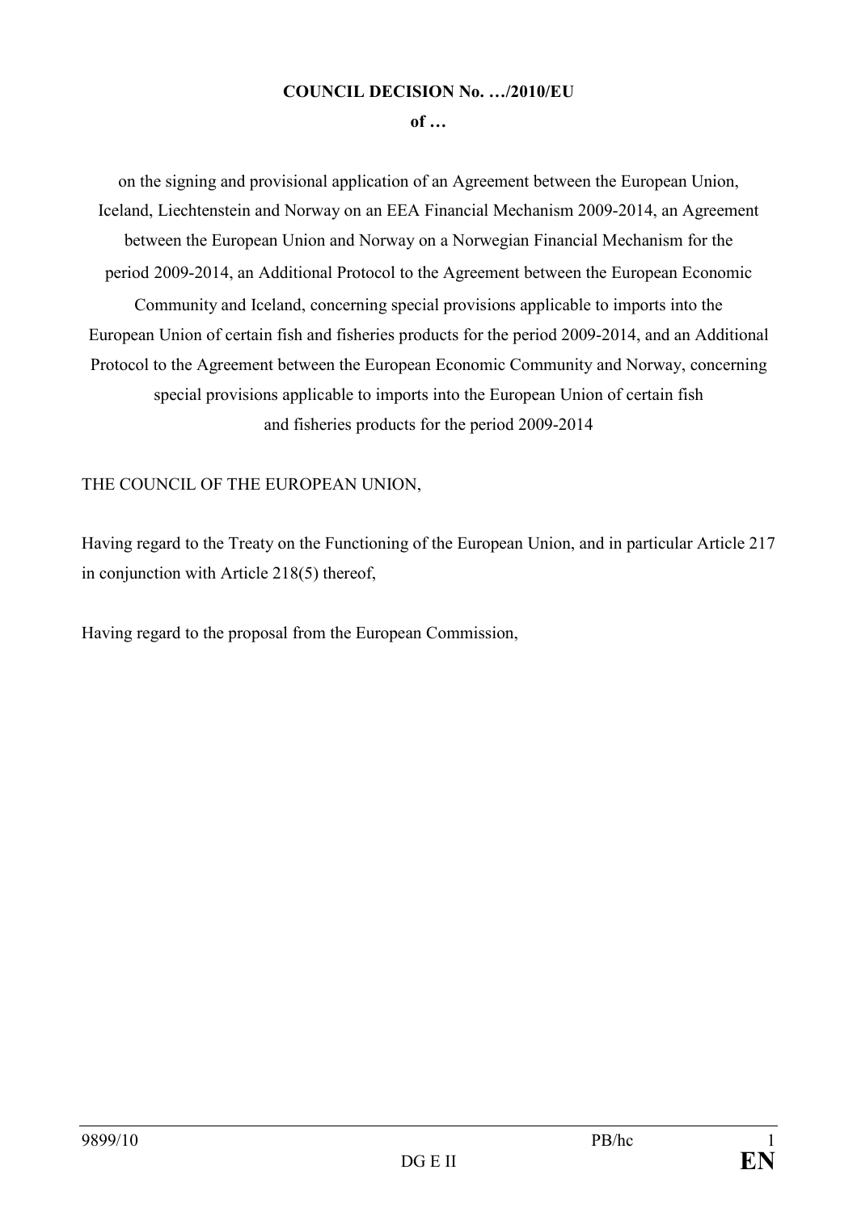**COUNCIL DECISION No. …/2010/EU**

**of …**

on the signing and provisional application of an Agreement between the European Union, Iceland, Liechtenstein and Norway on an EEA Financial Mechanism 2009-2014, an Agreement between the European Union and Norway on a Norwegian Financial Mechanism for the period 2009-2014, an Additional Protocol to the Agreement between the European Economic Community and Iceland, concerning special provisions applicable to imports into the European Union of certain fish and fisheries products for the period 2009-2014, and an Additional Protocol to the Agreement between the European Economic Community and Norway, concerning special provisions applicable to imports into the European Union of certain fish and fisheries products for the period 2009-2014

THE COUNCIL OF THE EUROPEAN UNION,

Having regard to the Treaty on the Functioning of the European Union, and in particular Article 217 in conjunction with Article 218(5) thereof,

Having regard to the proposal from the European Commission,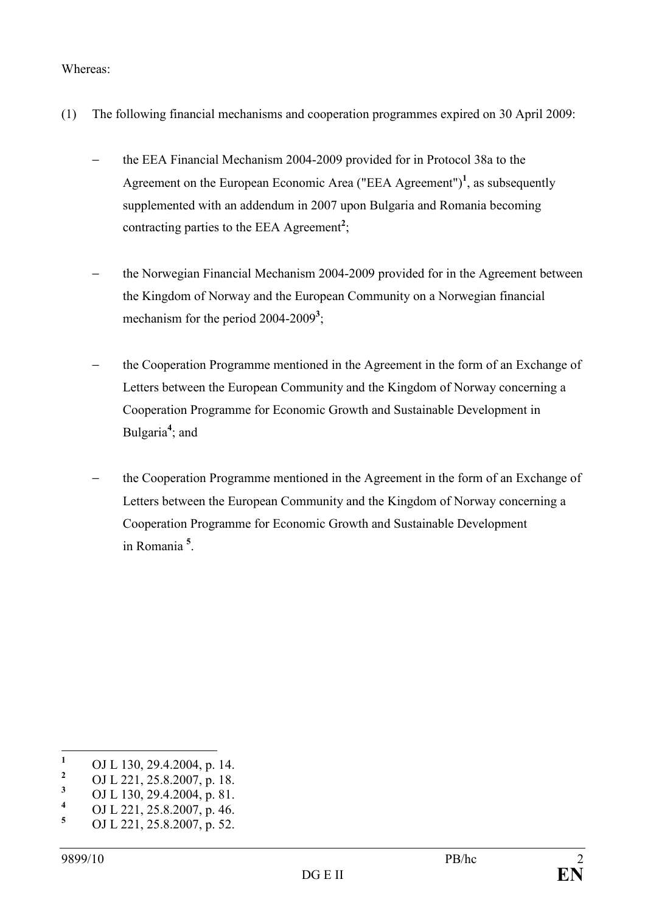Whereas:

(1) The following financial mechanisms and cooperation programmes expired on 30 April 2009:

- the EEA Financial Mechanism 2004-2009 provided for in Protocol 38a to the Agreement on the European Economic Area ("EEA Agreement")[1], as subsequently supplemented with an addendum in 2007 upon Bulgaria and Romania becoming contracting parties to the EEA Agreement[2];

- the Norwegian Financial Mechanism 2004-2009 provided for in the Agreement between the Kingdom of Norway and the European Community on a Norwegian financial mechanism for the period 2004-2009[3];

- the Cooperation Programme mentioned in the Agreement in the form of an Exchange of Letters between the European Community and the Kingdom of Norway concerning a Cooperation Programme for Economic Growth and Sustainable Development in Bulgaria[4]; and

- the Cooperation Programme mentioned in the Agreement in the form of an Exchange of Letters between the European Community and the Kingdom of Norway concerning a Cooperation Programme for Economic Growth and Sustainable Development in Romania [5].

---

[1] OJ L 130, 29.4.2004, p. 14.
[2] OJ L 221, 25.8.2007, p. 18.
[3] OJ L 130, 29.4.2004, p. 81.
[4] OJ L 221, 25.8.2007, p. 46.
[5] OJ L 221, 25.8.2007, p. 52.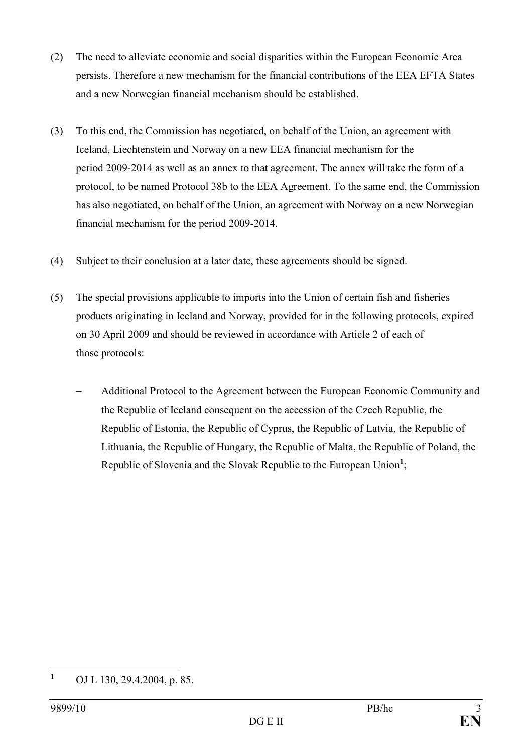(2) The need to alleviate economic and social disparities within the European Economic Area persists. Therefore a new mechanism for the financial contributions of the EEA EFTA States and a new Norwegian financial mechanism should be established.

(3) To this end, the Commission has negotiated, on behalf of the Union, an agreement with Iceland, Liechtenstein and Norway on a new EEA financial mechanism for the period 2009-2014 as well as an annex to that agreement. The annex will take the form of a protocol, to be named Protocol 38b to the EEA Agreement. To the same end, the Commission has also negotiated, on behalf of the Union, an agreement with Norway on a new Norwegian financial mechanism for the period 2009-2014.

(4) Subject to their conclusion at a later date, these agreements should be signed.

(5) The special provisions applicable to imports into the Union of certain fish and fisheries products originating in Iceland and Norway, provided for in the following protocols, expired on 30 April 2009 and should be reviewed in accordance with Article 2 of each of those protocols:

- Additional Protocol to the Agreement between the European Economic Community and the Republic of Iceland consequent on the accession of the Czech Republic, the Republic of Estonia, the Republic of Cyprus, the Republic of Latvia, the Republic of Lithuania, the Republic of Hungary, the Republic of Malta, the Republic of Poland, the Republic of Slovenia and the Slovak Republic to the European Union[1];

---

[1] OJ L 130, 29.4.2004, p. 85.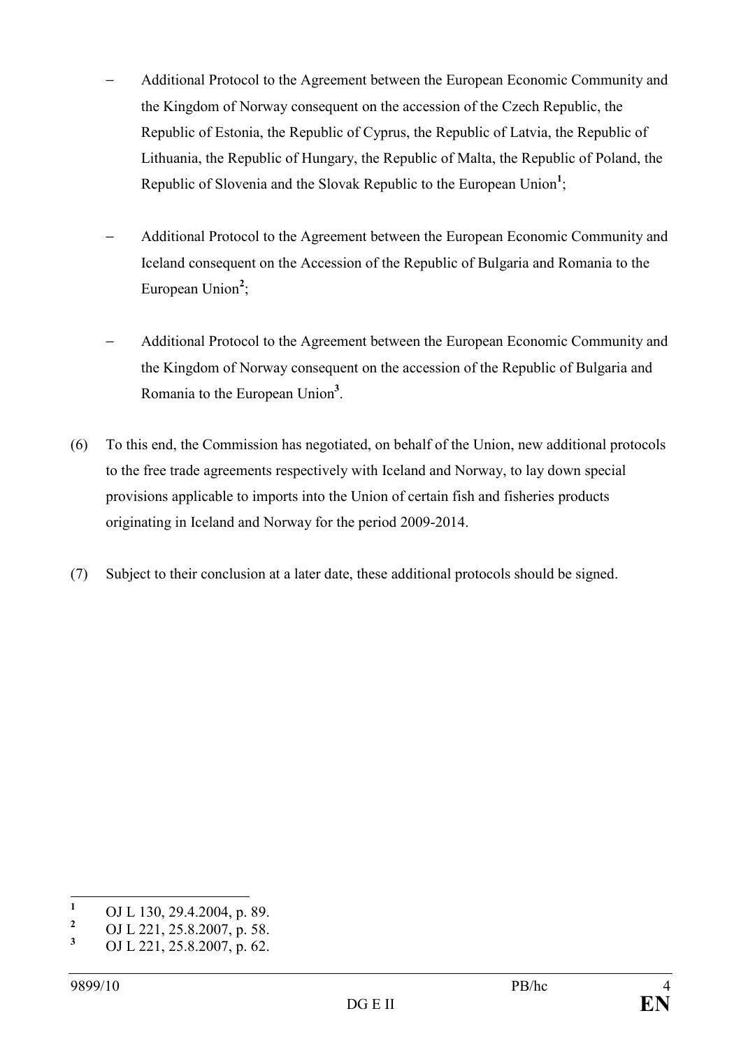- Additional Protocol to the Agreement between the European Economic Community and the Kingdom of Norway consequent on the accession of the Czech Republic, the Republic of Estonia, the Republic of Cyprus, the Republic of Latvia, the Republic of Lithuania, the Republic of Hungary, the Republic of Malta, the Republic of Poland, the Republic of Slovenia and the Slovak Republic to the European Union[1];

- Additional Protocol to the Agreement between the European Economic Community and Iceland consequent on the Accession of the Republic of Bulgaria and Romania to the European Union[2];

- Additional Protocol to the Agreement between the European Economic Community and the Kingdom of Norway consequent on the accession of the Republic of Bulgaria and Romania to the European Union[3].

(6) To this end, the Commission has negotiated, on behalf of the Union, new additional protocols to the free trade agreements respectively with Iceland and Norway, to lay down special provisions applicable to imports into the Union of certain fish and fisheries products originating in Iceland and Norway for the period 2009-2014.

(7) Subject to their conclusion at a later date, these additional protocols should be signed.

---

[1] OJ L 130, 29.4.2004, p. 89.

[2] OJ L 221, 25.8.2007, p. 58.

[3] OJ L 221, 25.8.2007, p. 62.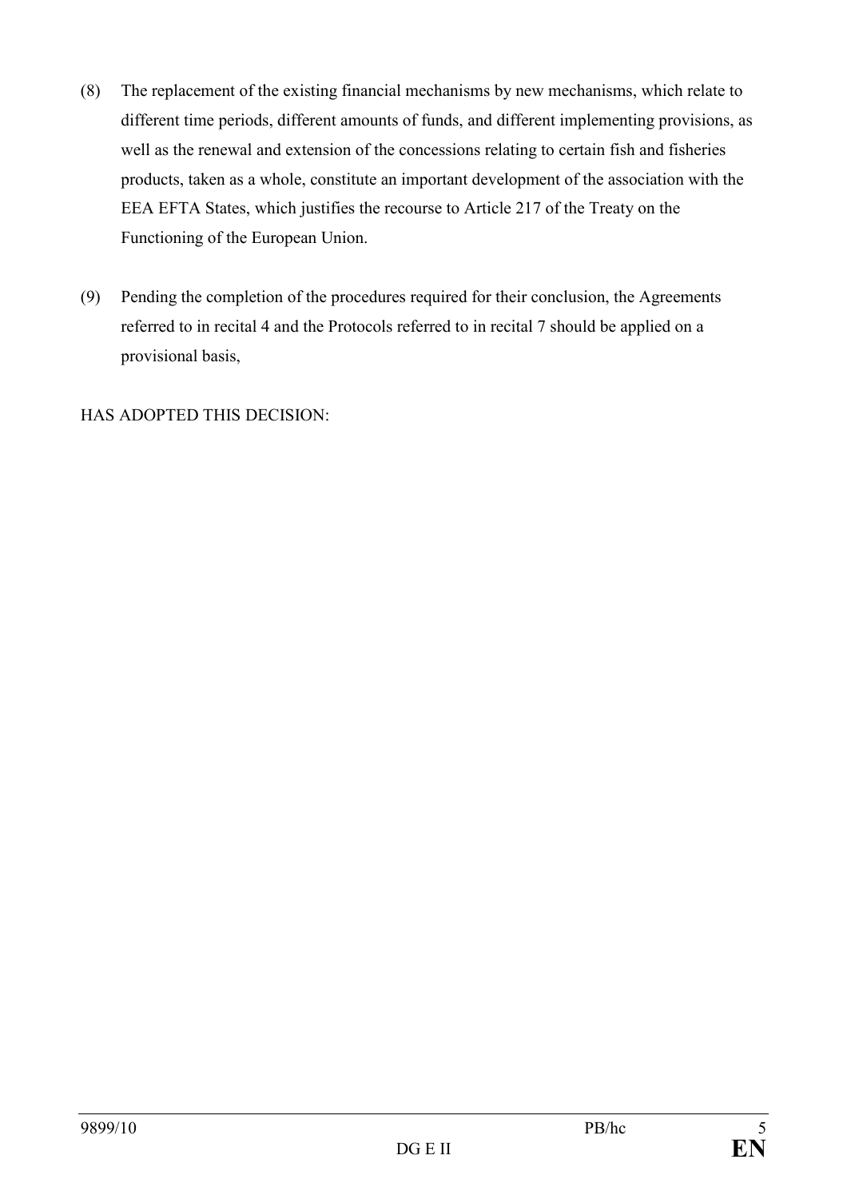(8) The replacement of the existing financial mechanisms by new mechanisms, which relate to different time periods, different amounts of funds, and different implementing provisions, as well as the renewal and extension of the concessions relating to certain fish and fisheries products, taken as a whole, constitute an important development of the association with the EEA EFTA States, which justifies the recourse to Article 217 of the Treaty on the Functioning of the European Union.

(9) Pending the completion of the procedures required for their conclusion, the Agreements referred to in recital 4 and the Protocols referred to in recital 7 should be applied on a provisional basis,

HAS ADOPTED THIS DECISION: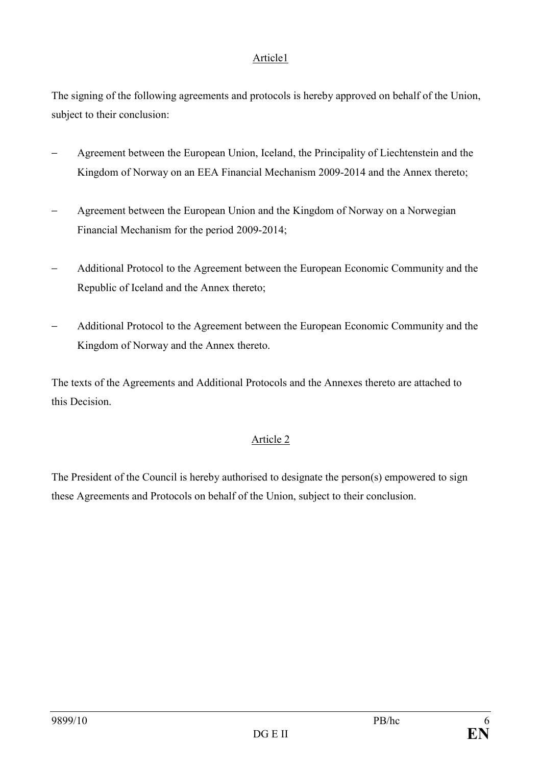Article1

The signing of the following agreements and protocols is hereby approved on behalf of the Union, subject to their conclusion:

- Agreement between the European Union, Iceland, the Principality of Liechtenstein and the Kingdom of Norway on an EEA Financial Mechanism 2009-2014 and the Annex thereto;
- Agreement between the European Union and the Kingdom of Norway on a Norwegian Financial Mechanism for the period 2009-2014;
- Additional Protocol to the Agreement between the European Economic Community and the Republic of Iceland and the Annex thereto;
- Additional Protocol to the Agreement between the European Economic Community and the Kingdom of Norway and the Annex thereto.

The texts of the Agreements and Additional Protocols and the Annexes thereto are attached to this Decision.

Article 2

The President of the Council is hereby authorised to designate the person(s) empowered to sign these Agreements and Protocols on behalf of the Union, subject to their conclusion.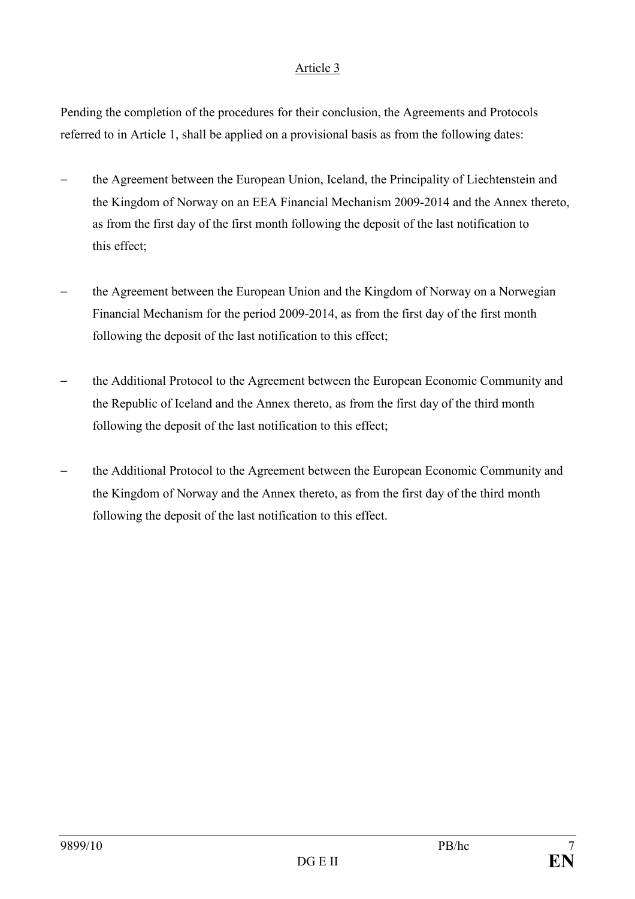Article 3

Pending the completion of the procedures for their conclusion, the Agreements and Protocols referred to in Article 1, shall be applied on a provisional basis as from the following dates:

- the Agreement between the European Union, Iceland, the Principality of Liechtenstein and the Kingdom of Norway on an EEA Financial Mechanism 2009-2014 and the Annex thereto, as from the first day of the first month following the deposit of the last notification to this effect;
- the Agreement between the European Union and the Kingdom of Norway on a Norwegian Financial Mechanism for the period 2009-2014, as from the first day of the first month following the deposit of the last notification to this effect;
- the Additional Protocol to the Agreement between the European Economic Community and the Republic of Iceland and the Annex thereto, as from the first day of the third month following the deposit of the last notification to this effect;
- the Additional Protocol to the Agreement between the European Economic Community and the Kingdom of Norway and the Annex thereto, as from the first day of the third month following the deposit of the last notification to this effect.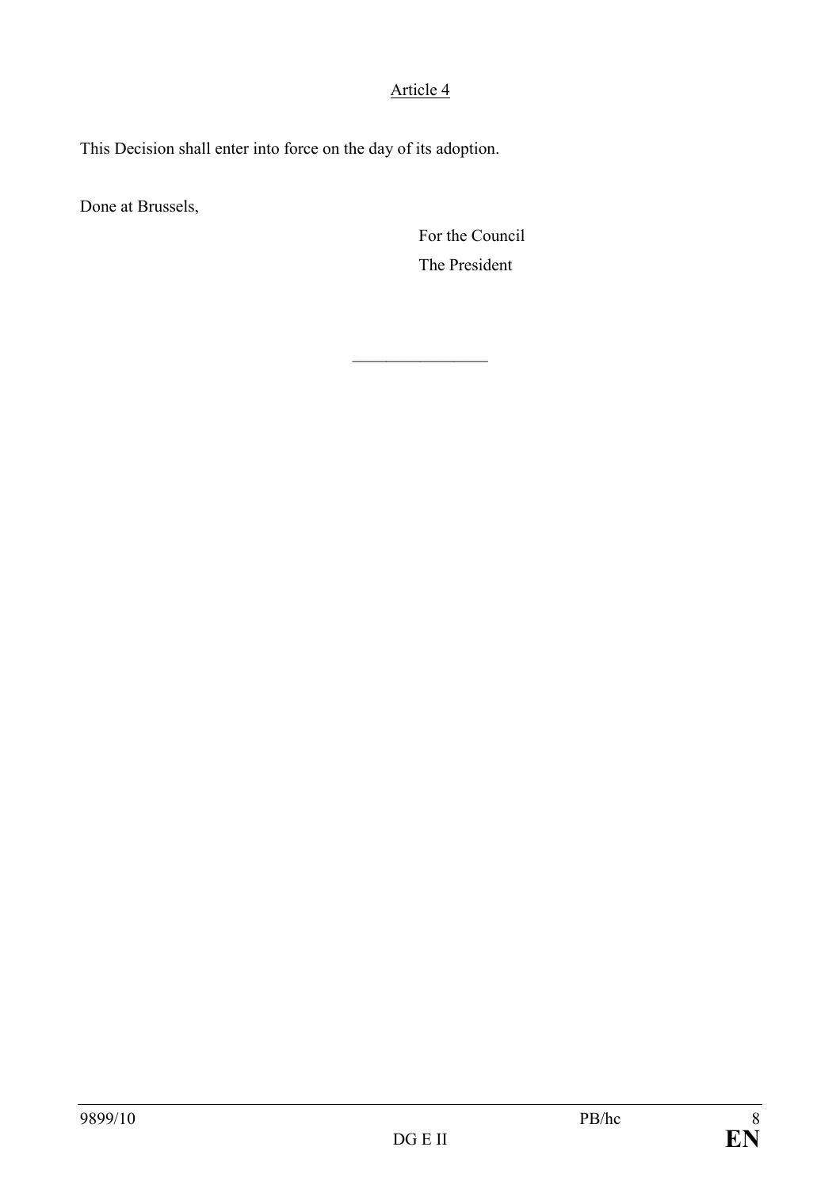Article 4

This Decision shall enter into force on the day of its adoption.

Done at Brussels,

For the Council

The President

________________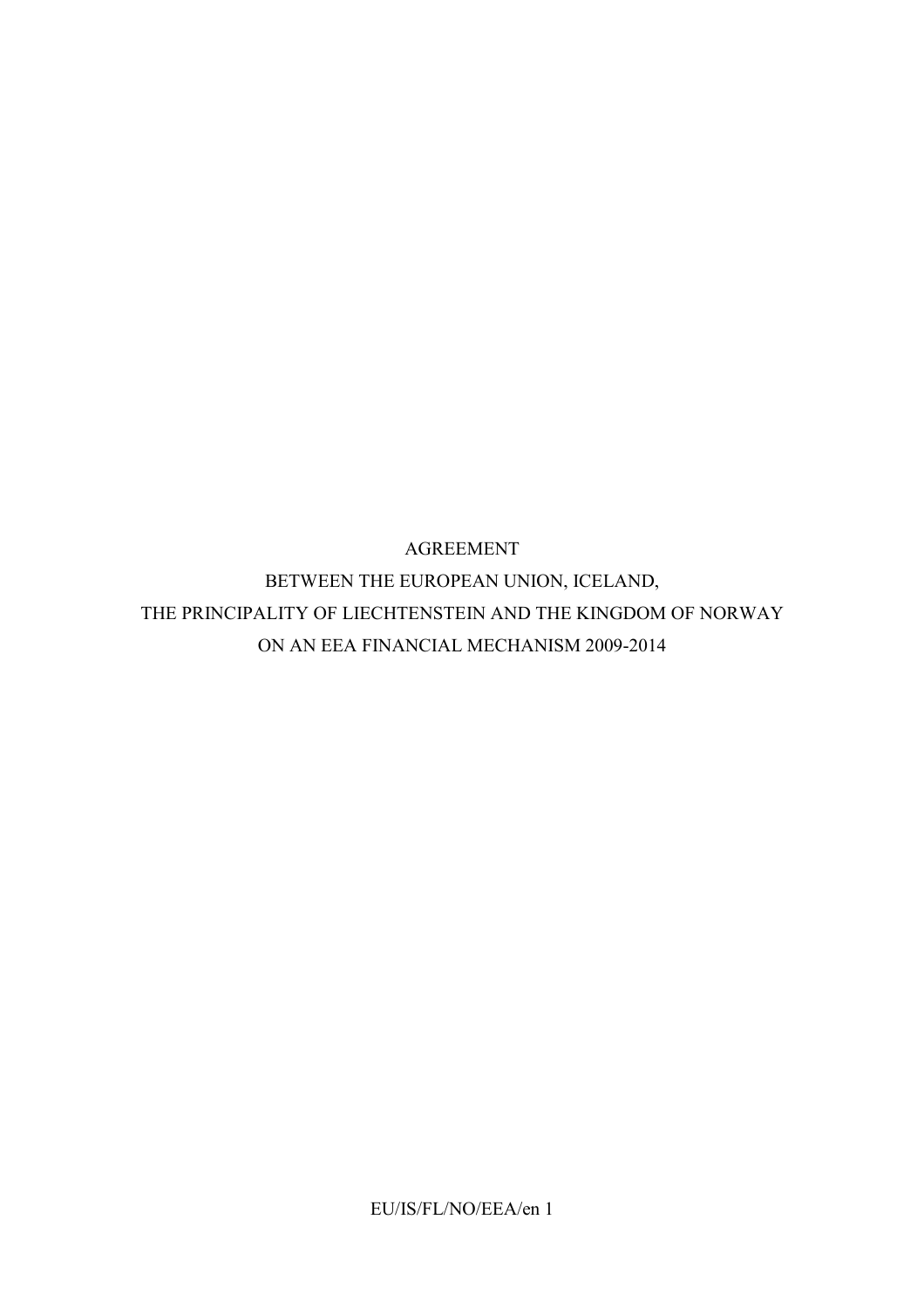# AGREEMENT

# BETWEEN THE EUROPEAN UNION, ICELAND,

# THE PRINCIPALITY OF LIECHTENSTEIN AND THE KINGDOM OF NORWAY

# ON AN EEA FINANCIAL MECHANISM 2009-2014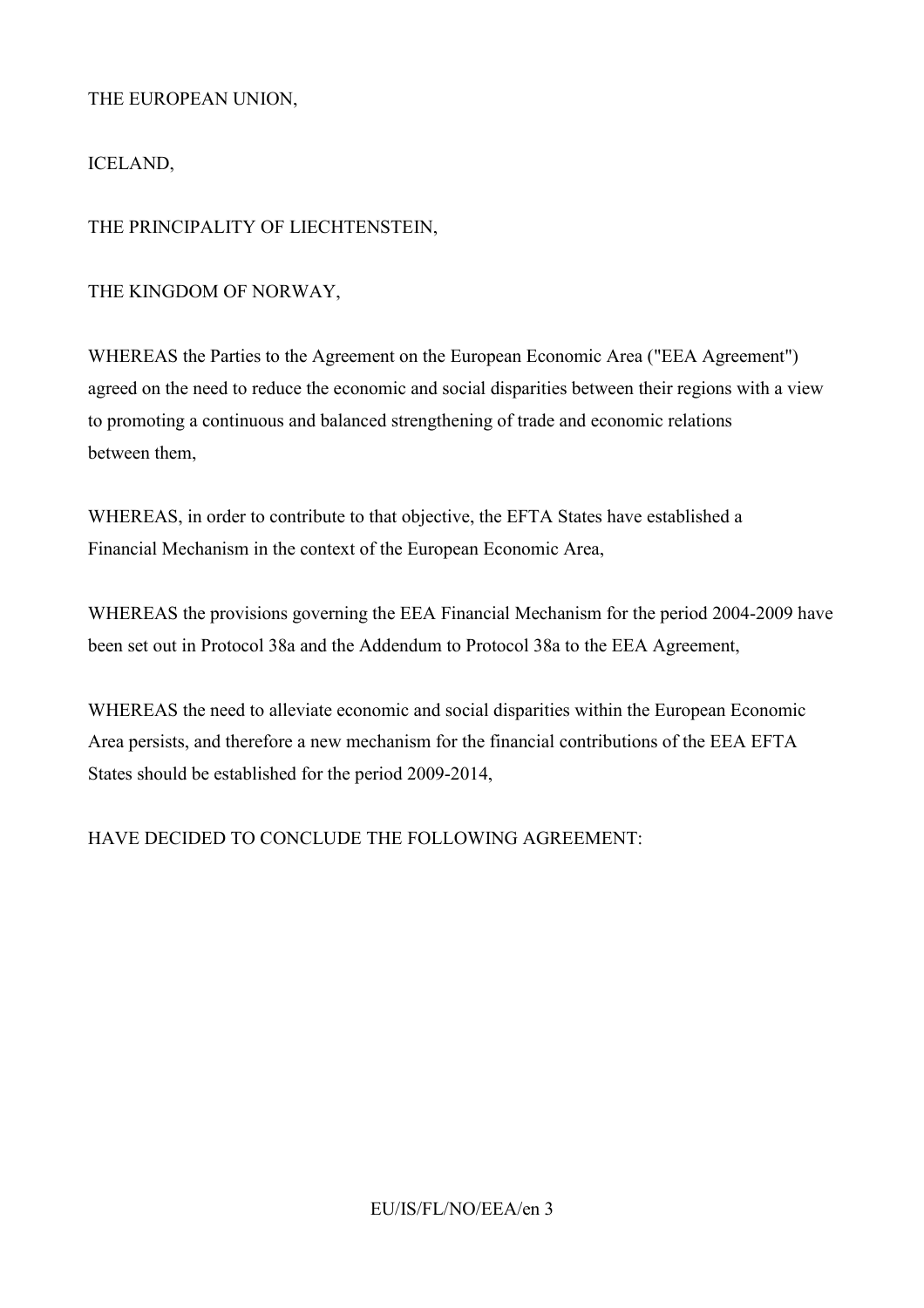THE EUROPEAN UNION,

ICELAND,

THE PRINCIPALITY OF LIECHTENSTEIN,

THE KINGDOM OF NORWAY,

WHEREAS the Parties to the Agreement on the European Economic Area ("EEA Agreement") agreed on the need to reduce the economic and social disparities between their regions with a view to promoting a continuous and balanced strengthening of trade and economic relations between them,

WHEREAS, in order to contribute to that objective, the EFTA States have established a Financial Mechanism in the context of the European Economic Area,

WHEREAS the provisions governing the EEA Financial Mechanism for the period 2004-2009 have been set out in Protocol 38a and the Addendum to Protocol 38a to the EEA Agreement,

WHEREAS the need to alleviate economic and social disparities within the European Economic Area persists, and therefore a new mechanism for the financial contributions of the EEA EFTA States should be established for the period 2009-2014,

HAVE DECIDED TO CONCLUDE THE FOLLOWING AGREEMENT: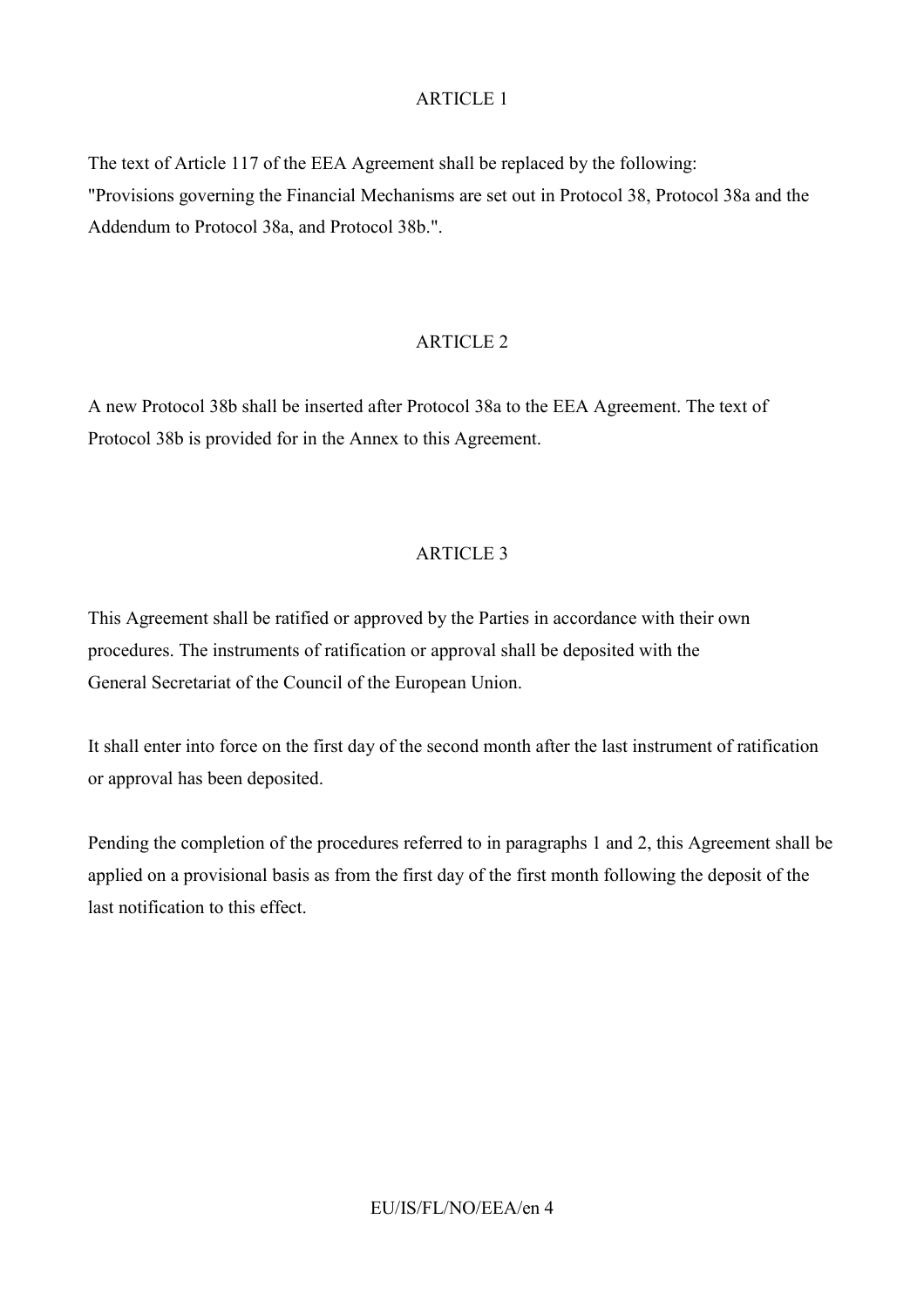## ARTICLE 1

The text of Article 117 of the EEA Agreement shall be replaced by the following:
"Provisions governing the Financial Mechanisms are set out in Protocol 38, Protocol 38a and the Addendum to Protocol 38a, and Protocol 38b.".

## ARTICLE 2

A new Protocol 38b shall be inserted after Protocol 38a to the EEA Agreement. The text of Protocol 38b is provided for in the Annex to this Agreement.

## ARTICLE 3

This Agreement shall be ratified or approved by the Parties in accordance with their own procedures. The instruments of ratification or approval shall be deposited with the General Secretariat of the Council of the European Union.

It shall enter into force on the first day of the second month after the last instrument of ratification or approval has been deposited.

Pending the completion of the procedures referred to in paragraphs 1 and 2, this Agreement shall be applied on a provisional basis as from the first day of the first month following the deposit of the last notification to this effect.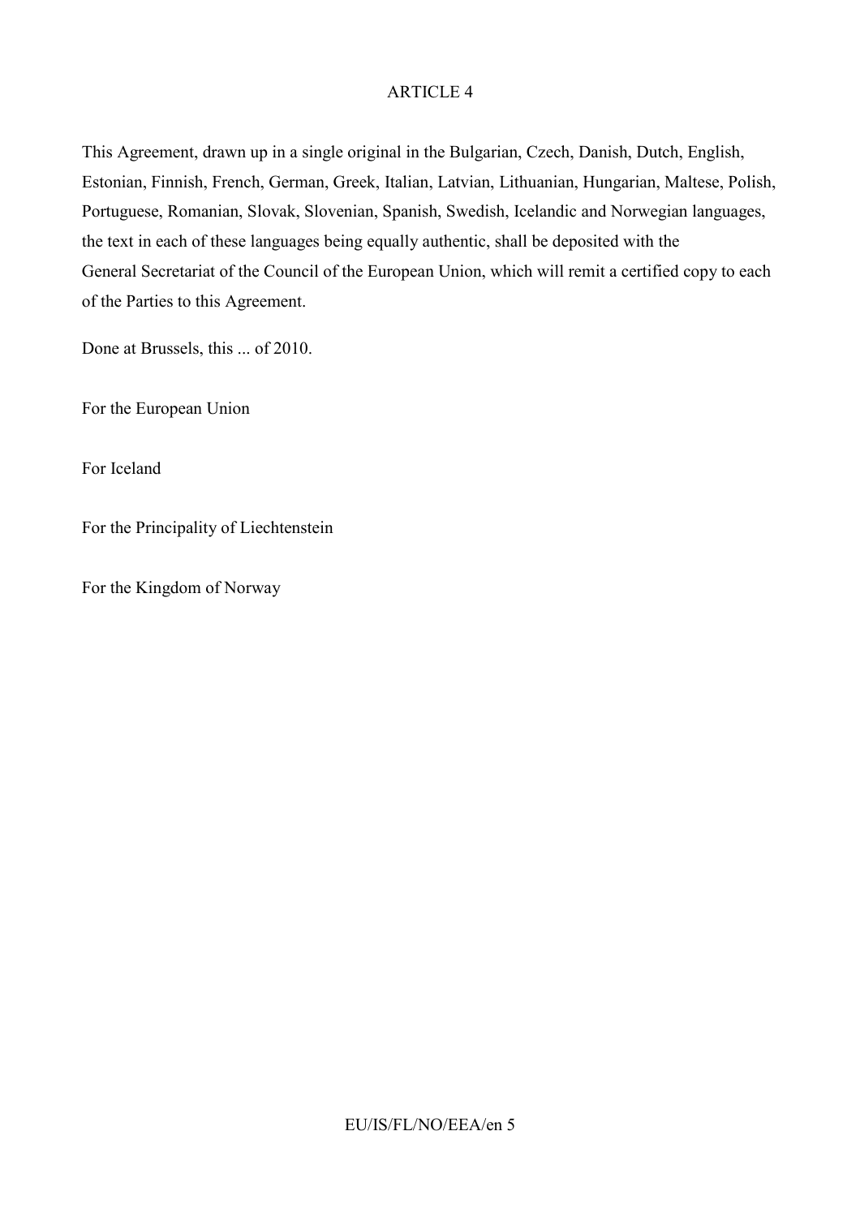## ARTICLE 4

This Agreement, drawn up in a single original in the Bulgarian, Czech, Danish, Dutch, English, Estonian, Finnish, French, German, Greek, Italian, Latvian, Lithuanian, Hungarian, Maltese, Polish, Portuguese, Romanian, Slovak, Slovenian, Spanish, Swedish, Icelandic and Norwegian languages, the text in each of these languages being equally authentic, shall be deposited with the General Secretariat of the Council of the European Union, which will remit a certified copy to each of the Parties to this Agreement.

Done at Brussels, this ... of 2010.

For the European Union

For Iceland

For the Principality of Liechtenstein

For the Kingdom of Norway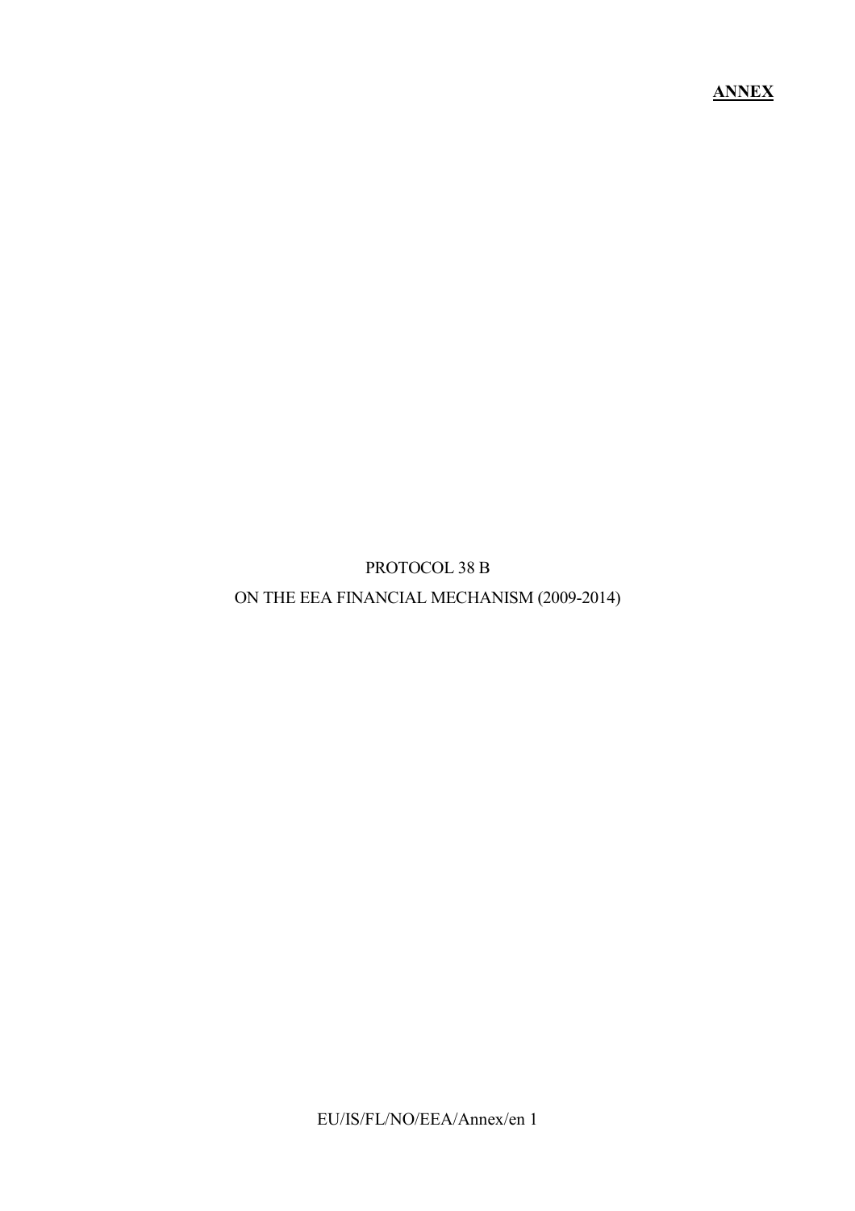**ANNEX**

PROTOCOL 38 B

ON THE EEA FINANCIAL MECHANISM (2009-2014)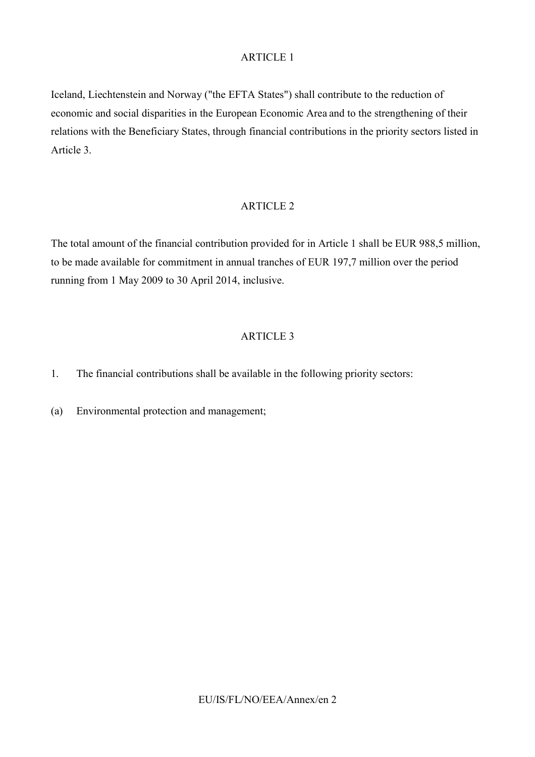## ARTICLE 1

Iceland, Liechtenstein and Norway ("the EFTA States") shall contribute to the reduction of economic and social disparities in the European Economic Area and to the strengthening of their relations with the Beneficiary States, through financial contributions in the priority sectors listed in Article 3.

## ARTICLE 2

The total amount of the financial contribution provided for in Article 1 shall be EUR 988,5 million, to be made available for commitment in annual tranches of EUR 197,7 million over the period running from 1 May 2009 to 30 April 2014, inclusive.

## ARTICLE 3

1. The financial contributions shall be available in the following priority sectors:

(a) Environmental protection and management;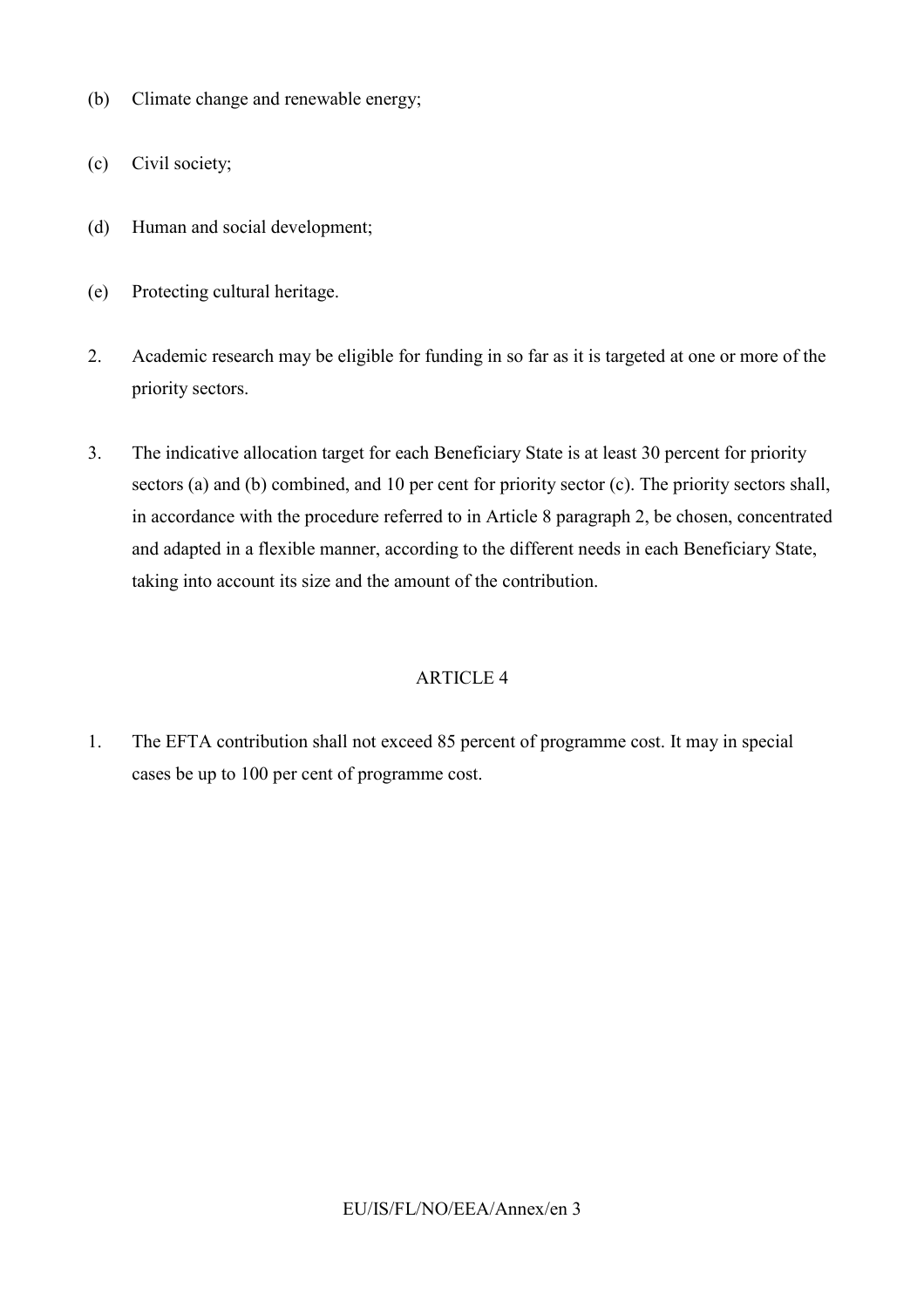(b) Climate change and renewable energy;

(c) Civil society;

(d) Human and social development;

(e) Protecting cultural heritage.

2. Academic research may be eligible for funding in so far as it is targeted at one or more of the priority sectors.

3. The indicative allocation target for each Beneficiary State is at least 30 percent for priority sectors (a) and (b) combined, and 10 per cent for priority sector (c). The priority sectors shall, in accordance with the procedure referred to in Article 8 paragraph 2, be chosen, concentrated and adapted in a flexible manner, according to the different needs in each Beneficiary State, taking into account its size and the amount of the contribution.

## ARTICLE 4

1. The EFTA contribution shall not exceed 85 percent of programme cost. It may in special cases be up to 100 per cent of programme cost.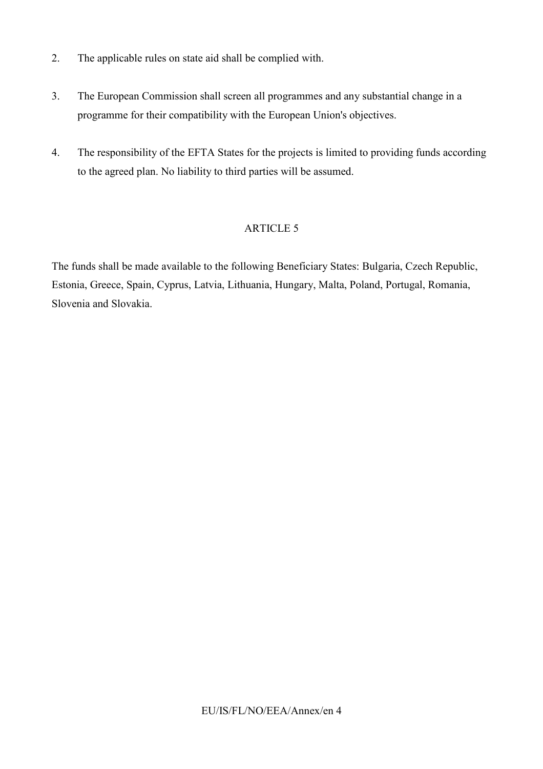2. The applicable rules on state aid shall be complied with.

3. The European Commission shall screen all programmes and any substantial change in a programme for their compatibility with the European Union's objectives.

4. The responsibility of the EFTA States for the projects is limited to providing funds according to the agreed plan. No liability to third parties will be assumed.

## ARTICLE 5

The funds shall be made available to the following Beneficiary States: Bulgaria, Czech Republic, Estonia, Greece, Spain, Cyprus, Latvia, Lithuania, Hungary, Malta, Poland, Portugal, Romania, Slovenia and Slovakia.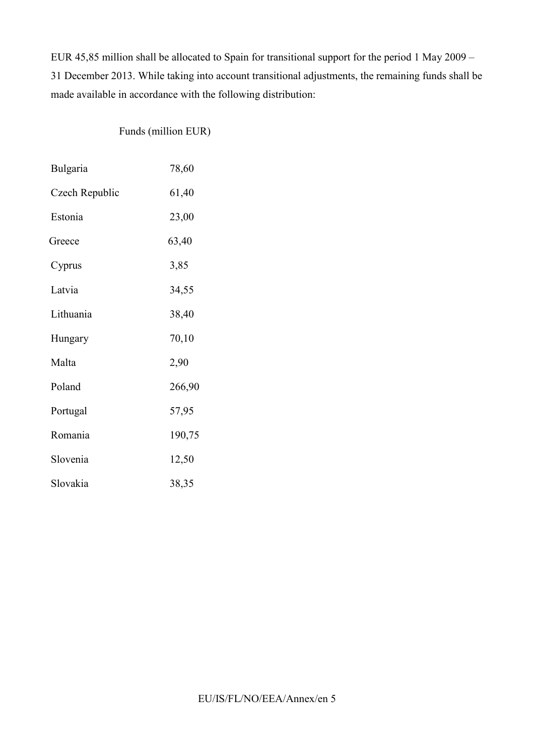EUR 45,85 million shall be allocated to Spain for transitional support for the period 1 May 2009 – 31 December 2013. While taking into account transitional adjustments, the remaining funds shall be made available in accordance with the following distribution:

| | Funds (million EUR) |
|---|---|
| Bulgaria | 78,60 |
| Czech Republic | 61,40 |
| Estonia | 23,00 |
| Greece | 63,40 |
| Cyprus | 3,85 |
| Latvia | 34,55 |
| Lithuania | 38,40 |
| Hungary | 70,10 |
| Malta | 2,90 |
| Poland | 266,90 |
| Portugal | 57,95 |
| Romania | 190,75 |
| Slovenia | 12,50 |
| Slovakia | 38,35 |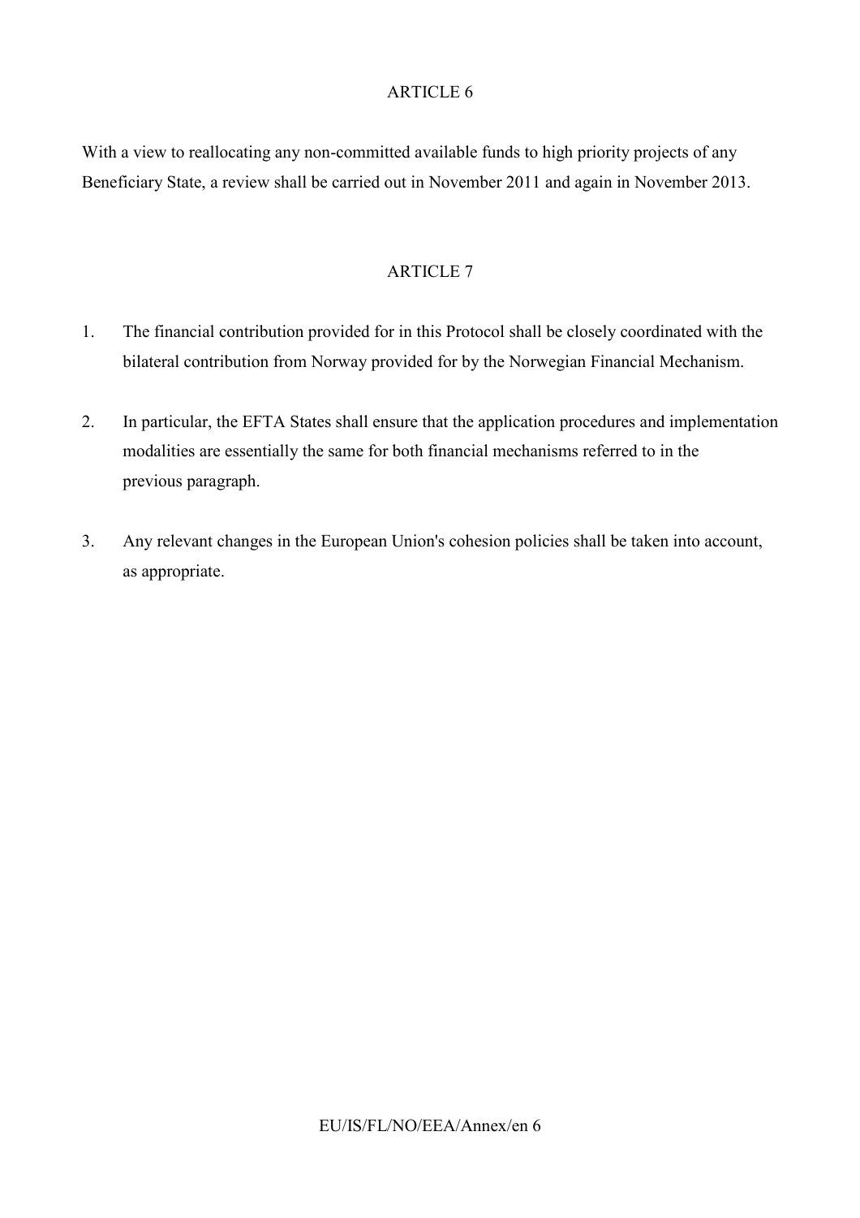## ARTICLE 6

With a view to reallocating any non-committed available funds to high priority projects of any Beneficiary State, a review shall be carried out in November 2011 and again in November 2013.

## ARTICLE 7

1. The financial contribution provided for in this Protocol shall be closely coordinated with the bilateral contribution from Norway provided for by the Norwegian Financial Mechanism.

2. In particular, the EFTA States shall ensure that the application procedures and implementation modalities are essentially the same for both financial mechanisms referred to in the previous paragraph.

3. Any relevant changes in the European Union's cohesion policies shall be taken into account, as appropriate.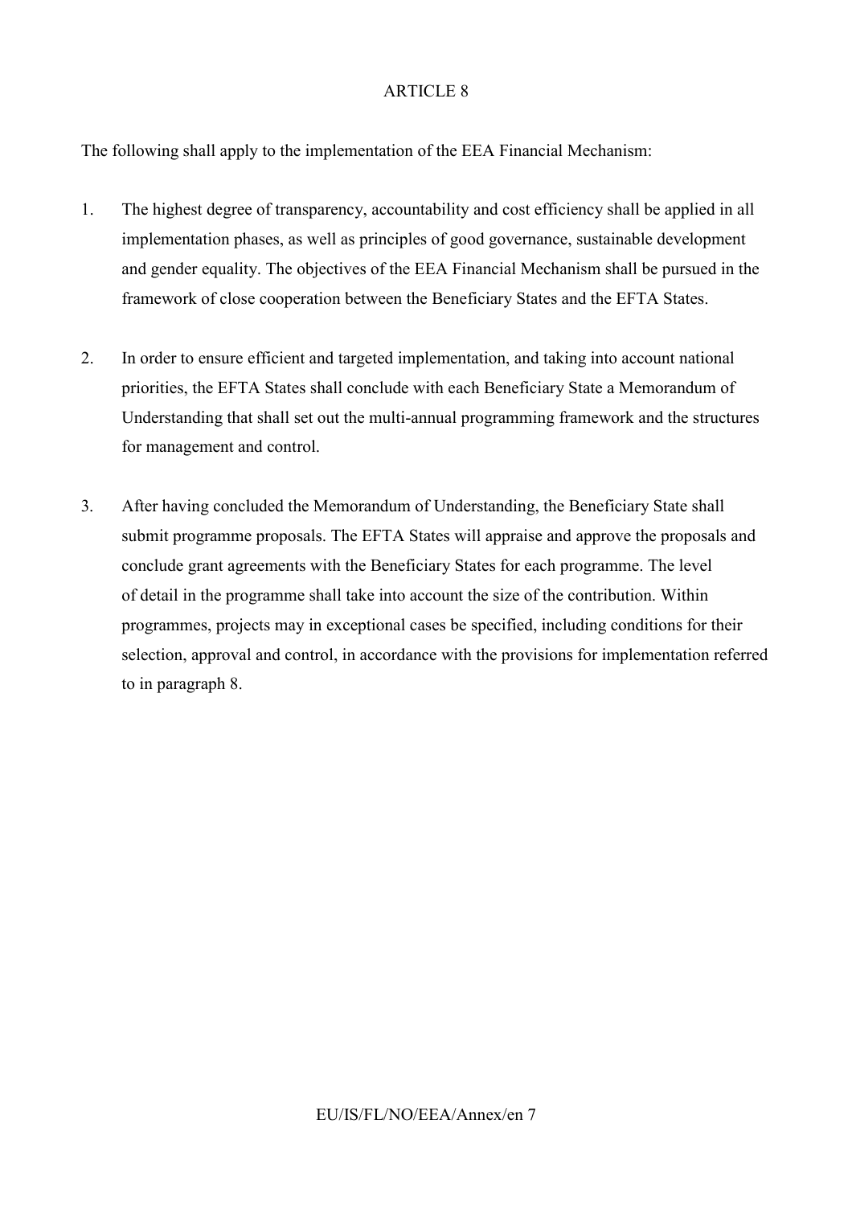ARTICLE 8

The following shall apply to the implementation of the EEA Financial Mechanism:

1. The highest degree of transparency, accountability and cost efficiency shall be applied in all implementation phases, as well as principles of good governance, sustainable development and gender equality. The objectives of the EEA Financial Mechanism shall be pursued in the framework of close cooperation between the Beneficiary States and the EFTA States.

2. In order to ensure efficient and targeted implementation, and taking into account national priorities, the EFTA States shall conclude with each Beneficiary State a Memorandum of Understanding that shall set out the multi-annual programming framework and the structures for management and control.

3. After having concluded the Memorandum of Understanding, the Beneficiary State shall submit programme proposals. The EFTA States will appraise and approve the proposals and conclude grant agreements with the Beneficiary States for each programme. The level of detail in the programme shall take into account the size of the contribution. Within programmes, projects may in exceptional cases be specified, including conditions for their selection, approval and control, in accordance with the provisions for implementation referred to in paragraph 8.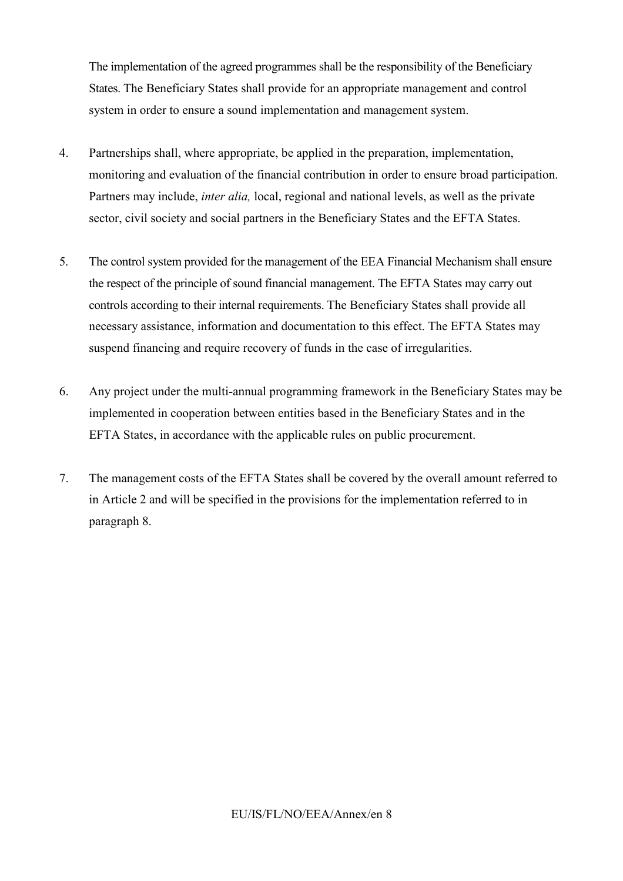The implementation of the agreed programmes shall be the responsibility of the Beneficiary States. The Beneficiary States shall provide for an appropriate management and control system in order to ensure a sound implementation and management system.

4. Partnerships shall, where appropriate, be applied in the preparation, implementation, monitoring and evaluation of the financial contribution in order to ensure broad participation. Partners may include, *inter alia,* local, regional and national levels, as well as the private sector, civil society and social partners in the Beneficiary States and the EFTA States.

5. The control system provided for the management of the EEA Financial Mechanism shall ensure the respect of the principle of sound financial management. The EFTA States may carry out controls according to their internal requirements. The Beneficiary States shall provide all necessary assistance, information and documentation to this effect. The EFTA States may suspend financing and require recovery of funds in the case of irregularities.

6. Any project under the multi-annual programming framework in the Beneficiary States may be implemented in cooperation between entities based in the Beneficiary States and in the EFTA States, in accordance with the applicable rules on public procurement.

7. The management costs of the EFTA States shall be covered by the overall amount referred to in Article 2 and will be specified in the provisions for the implementation referred to in paragraph 8.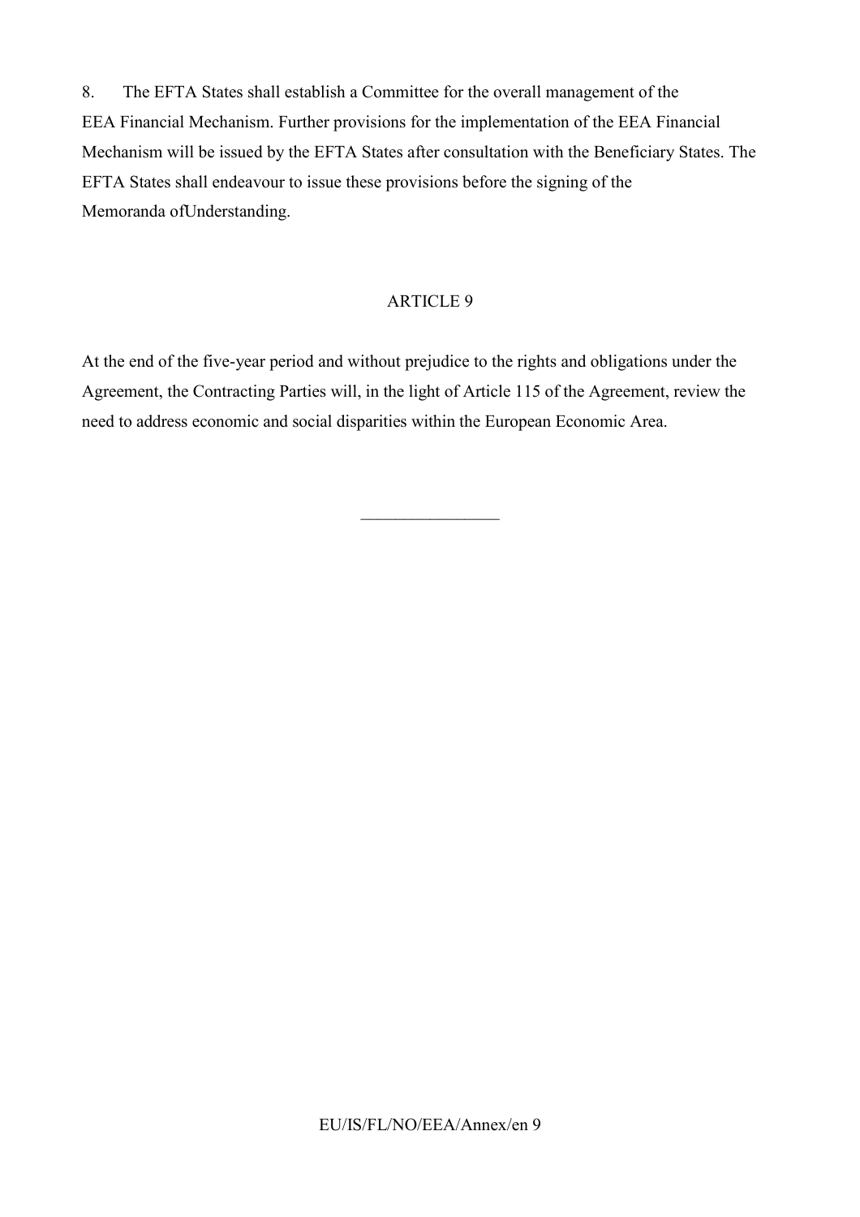8. The EFTA States shall establish a Committee for the overall management of the EEA Financial Mechanism. Further provisions for the implementation of the EEA Financial Mechanism will be issued by the EFTA States after consultation with the Beneficiary States. The EFTA States shall endeavour to issue these provisions before the signing of the Memoranda ofUnderstanding.

## ARTICLE 9

At the end of the five-year period and without prejudice to the rights and obligations under the Agreement, the Contracting Parties will, in the light of Article 115 of the Agreement, review the need to address economic and social disparities within the European Economic Area.

________________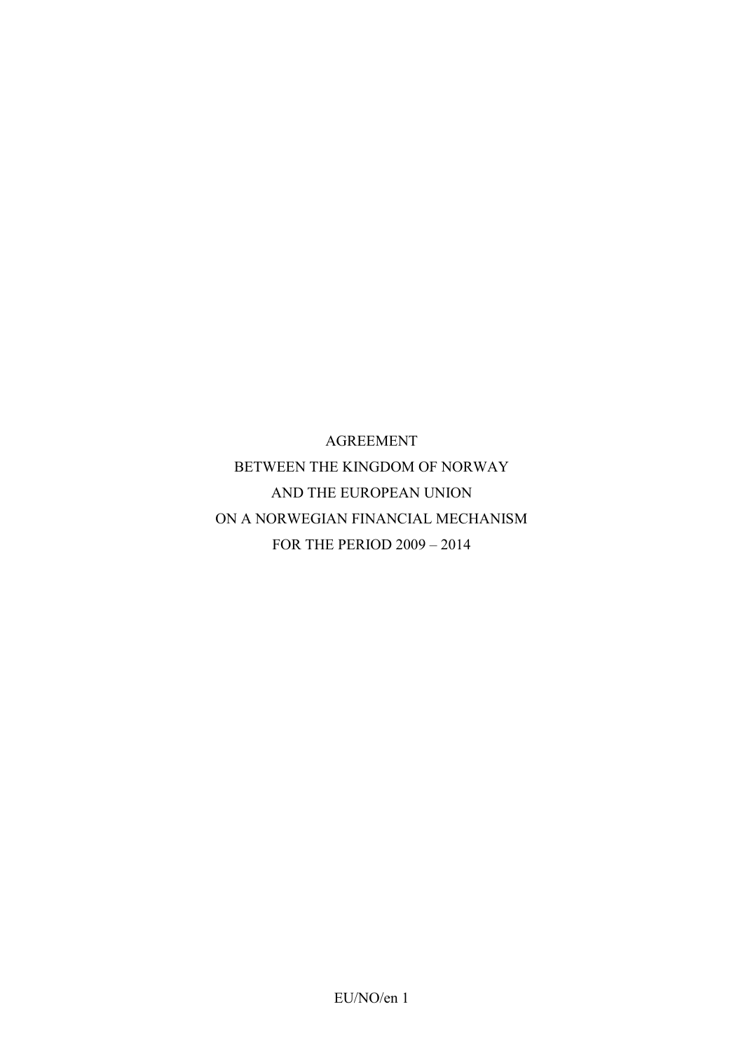# AGREEMENT BETWEEN THE KINGDOM OF NORWAY AND THE EUROPEAN UNION ON A NORWEGIAN FINANCIAL MECHANISM FOR THE PERIOD 2009 – 2014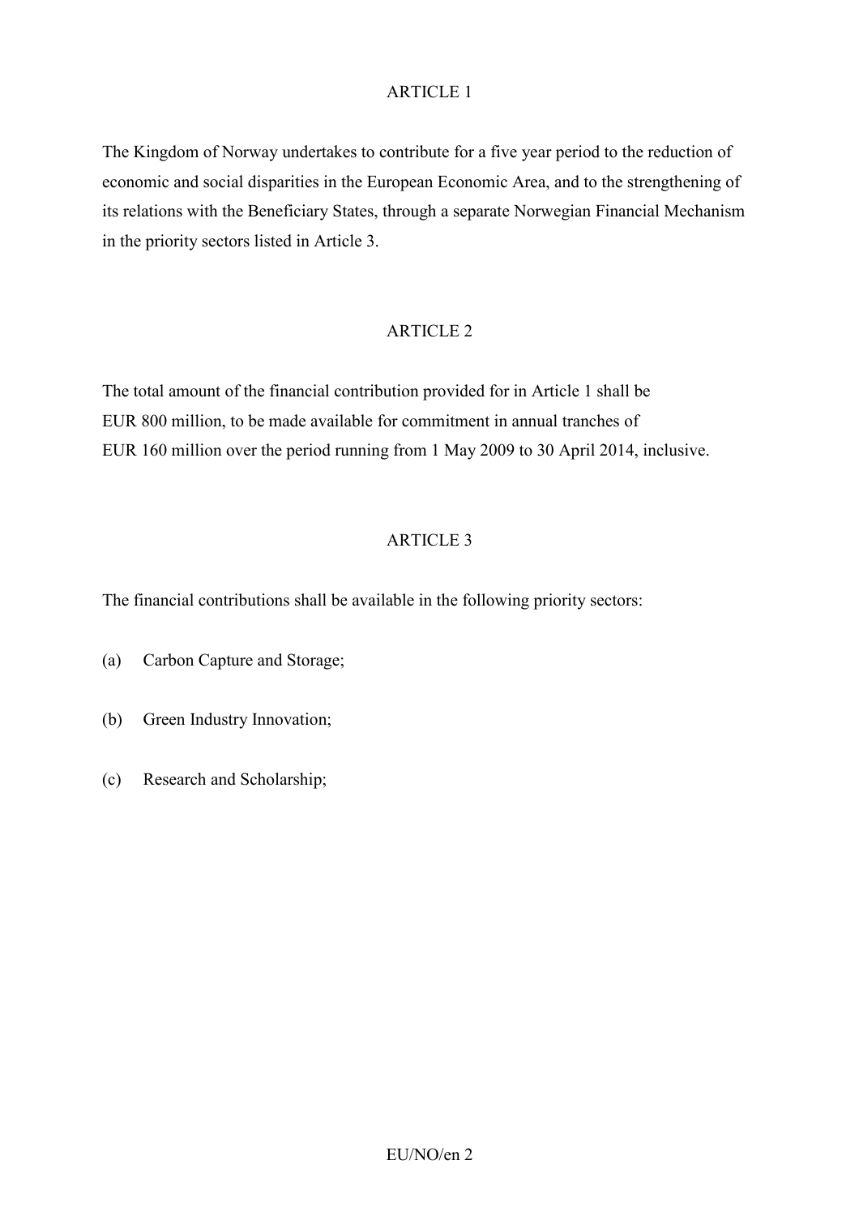## ARTICLE 1

The Kingdom of Norway undertakes to contribute for a five year period to the reduction of economic and social disparities in the European Economic Area, and to the strengthening of its relations with the Beneficiary States, through a separate Norwegian Financial Mechanism in the priority sectors listed in Article 3.

## ARTICLE 2

The total amount of the financial contribution provided for in Article 1 shall be EUR 800 million, to be made available for commitment in annual tranches of EUR 160 million over the period running from 1 May 2009 to 30 April 2014, inclusive.

## ARTICLE 3

The financial contributions shall be available in the following priority sectors:

(a) Carbon Capture and Storage;

(b) Green Industry Innovation;

(c) Research and Scholarship;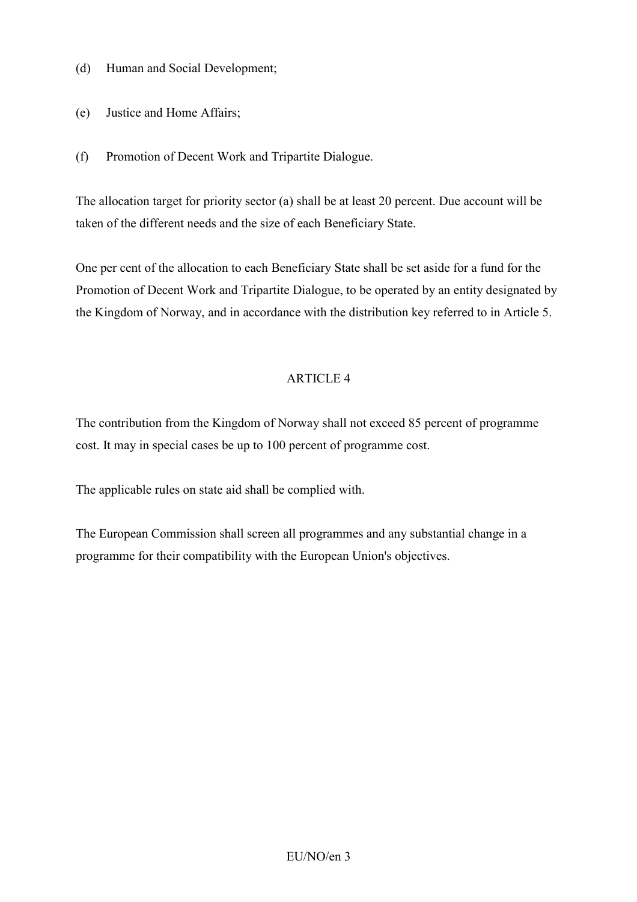(d) Human and Social Development;

(e) Justice and Home Affairs;

(f) Promotion of Decent Work and Tripartite Dialogue.

The allocation target for priority sector (a) shall be at least 20 percent. Due account will be taken of the different needs and the size of each Beneficiary State.

One per cent of the allocation to each Beneficiary State shall be set aside for a fund for the Promotion of Decent Work and Tripartite Dialogue, to be operated by an entity designated by the Kingdom of Norway, and in accordance with the distribution key referred to in Article 5.

## ARTICLE 4

The contribution from the Kingdom of Norway shall not exceed 85 percent of programme cost. It may in special cases be up to 100 percent of programme cost.

The applicable rules on state aid shall be complied with.

The European Commission shall screen all programmes and any substantial change in a programme for their compatibility with the European Union's objectives.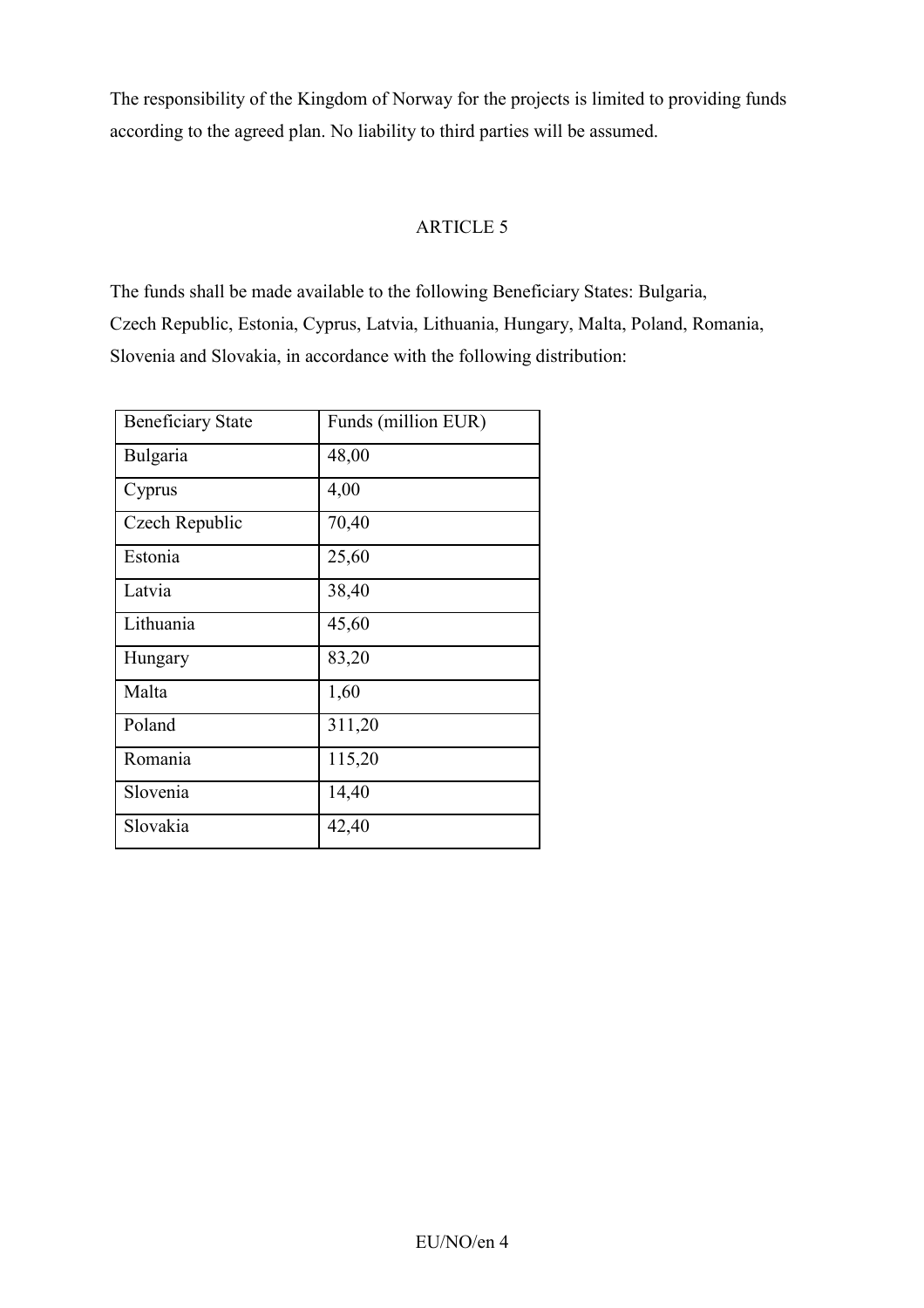The responsibility of the Kingdom of Norway for the projects is limited to providing funds according to the agreed plan. No liability to third parties will be assumed.

ARTICLE 5

The funds shall be made available to the following Beneficiary States: Bulgaria, Czech Republic, Estonia, Cyprus, Latvia, Lithuania, Hungary, Malta, Poland, Romania, Slovenia and Slovakia, in accordance with the following distribution:

| Beneficiary State | Funds (million EUR) |
|---|---|
| Bulgaria | 48,00 |
| Cyprus | 4,00 |
| Czech Republic | 70,40 |
| Estonia | 25,60 |
| Latvia | 38,40 |
| Lithuania | 45,60 |
| Hungary | 83,20 |
| Malta | 1,60 |
| Poland | 311,20 |
| Romania | 115,20 |
| Slovenia | 14,40 |
| Slovakia | 42,40 |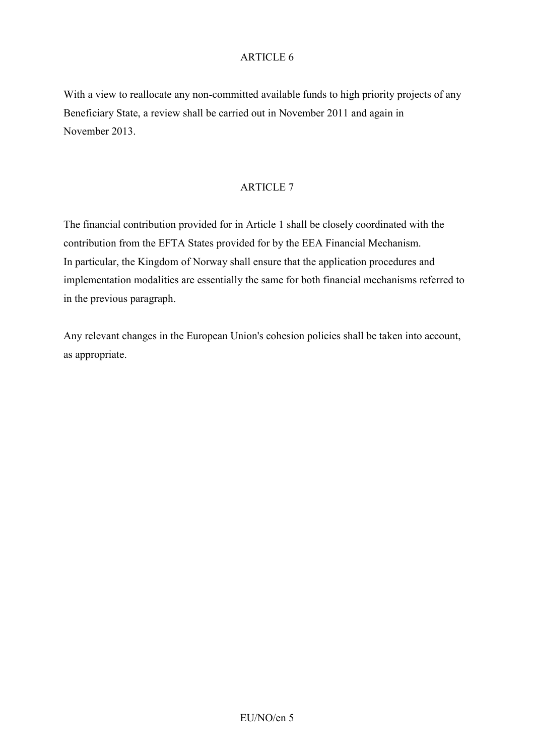## ARTICLE 6

With a view to reallocate any non-committed available funds to high priority projects of any Beneficiary State, a review shall be carried out in November 2011 and again in November 2013.

## ARTICLE 7

The financial contribution provided for in Article 1 shall be closely coordinated with the contribution from the EFTA States provided for by the EEA Financial Mechanism. In particular, the Kingdom of Norway shall ensure that the application procedures and implementation modalities are essentially the same for both financial mechanisms referred to in the previous paragraph.

Any relevant changes in the European Union's cohesion policies shall be taken into account, as appropriate.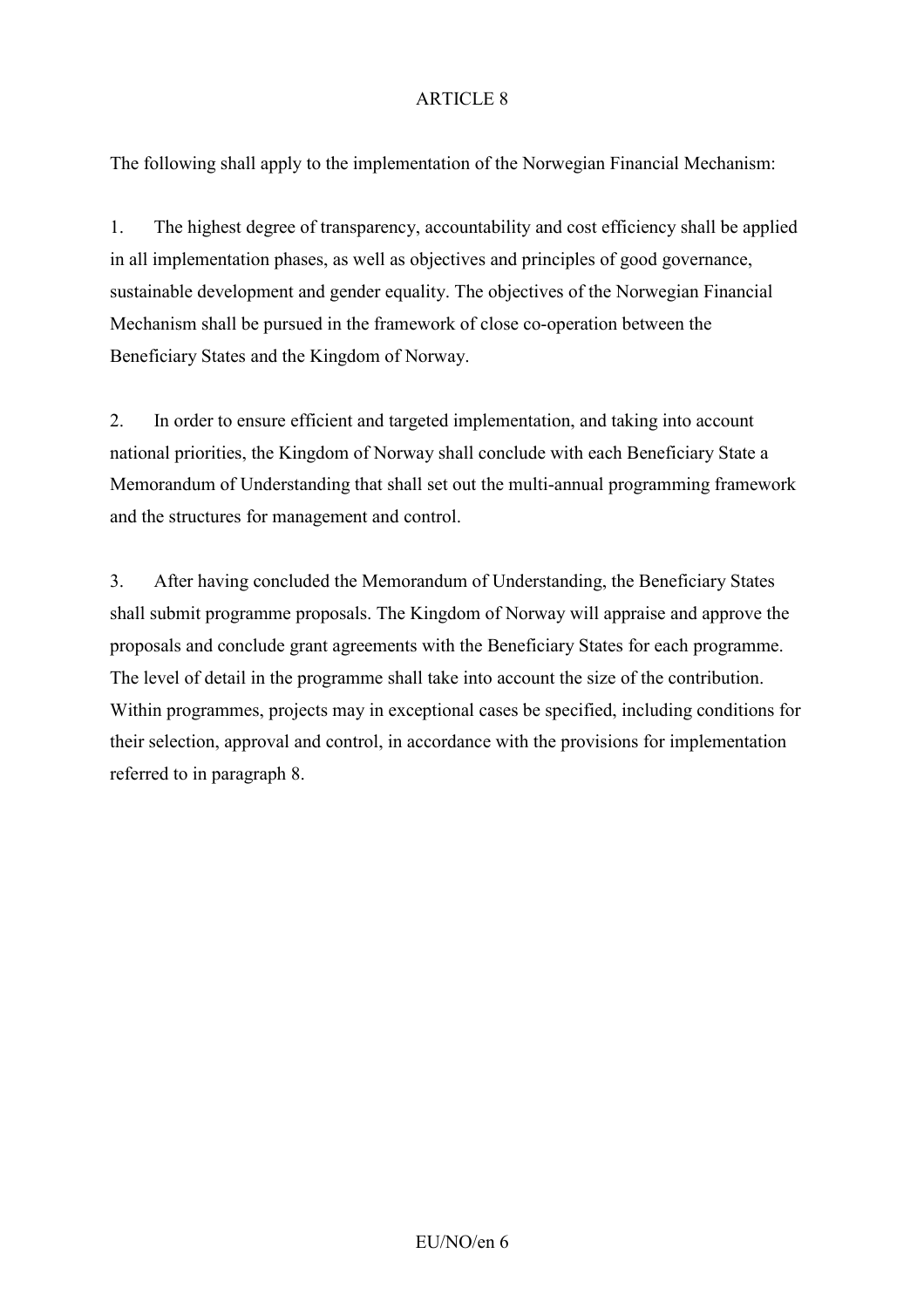## ARTICLE 8

The following shall apply to the implementation of the Norwegian Financial Mechanism:

1. The highest degree of transparency, accountability and cost efficiency shall be applied in all implementation phases, as well as objectives and principles of good governance, sustainable development and gender equality. The objectives of the Norwegian Financial Mechanism shall be pursued in the framework of close co-operation between the Beneficiary States and the Kingdom of Norway.

2. In order to ensure efficient and targeted implementation, and taking into account national priorities, the Kingdom of Norway shall conclude with each Beneficiary State a Memorandum of Understanding that shall set out the multi-annual programming framework and the structures for management and control.

3. After having concluded the Memorandum of Understanding, the Beneficiary States shall submit programme proposals. The Kingdom of Norway will appraise and approve the proposals and conclude grant agreements with the Beneficiary States for each programme. The level of detail in the programme shall take into account the size of the contribution. Within programmes, projects may in exceptional cases be specified, including conditions for their selection, approval and control, in accordance with the provisions for implementation referred to in paragraph 8.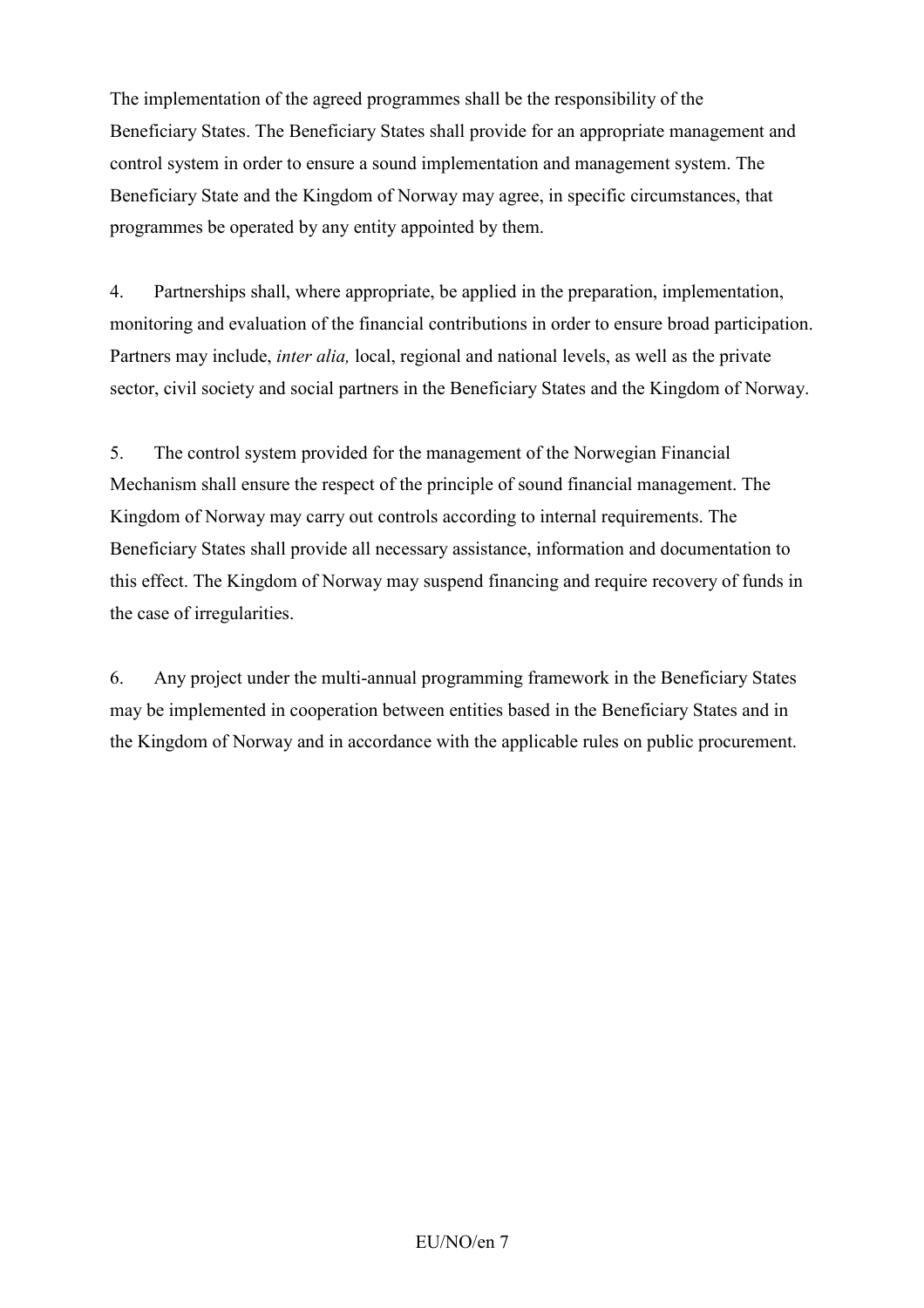The implementation of the agreed programmes shall be the responsibility of the Beneficiary States. The Beneficiary States shall provide for an appropriate management and control system in order to ensure a sound implementation and management system. The Beneficiary State and the Kingdom of Norway may agree, in specific circumstances, that programmes be operated by any entity appointed by them.

4. Partnerships shall, where appropriate, be applied in the preparation, implementation, monitoring and evaluation of the financial contributions in order to ensure broad participation. Partners may include, *inter alia,* local, regional and national levels, as well as the private sector, civil society and social partners in the Beneficiary States and the Kingdom of Norway.

5. The control system provided for the management of the Norwegian Financial Mechanism shall ensure the respect of the principle of sound financial management. The Kingdom of Norway may carry out controls according to internal requirements. The Beneficiary States shall provide all necessary assistance, information and documentation to this effect. The Kingdom of Norway may suspend financing and require recovery of funds in the case of irregularities.

6. Any project under the multi-annual programming framework in the Beneficiary States may be implemented in cooperation between entities based in the Beneficiary States and in the Kingdom of Norway and in accordance with the applicable rules on public procurement.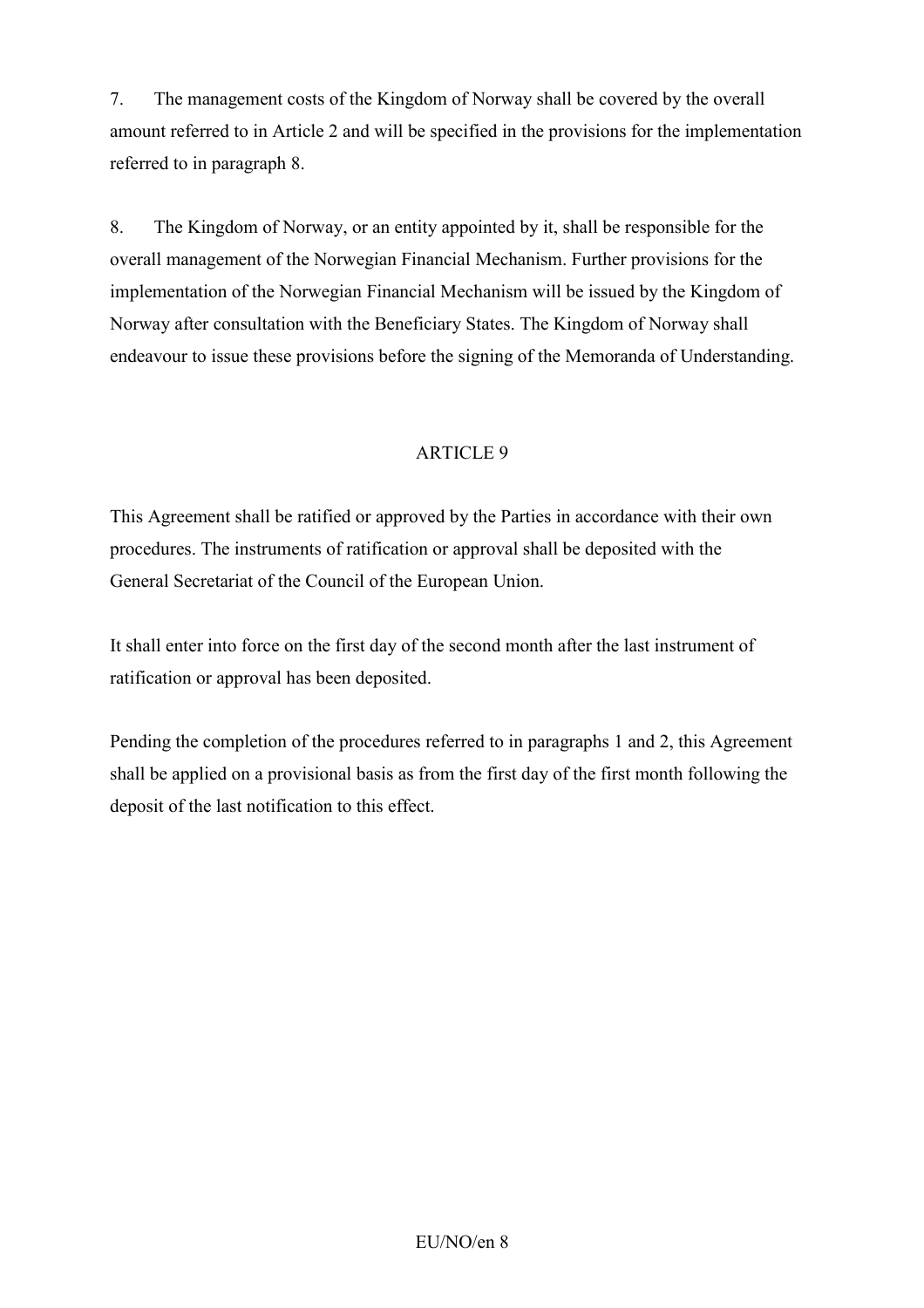7. The management costs of the Kingdom of Norway shall be covered by the overall amount referred to in Article 2 and will be specified in the provisions for the implementation referred to in paragraph 8.

8. The Kingdom of Norway, or an entity appointed by it, shall be responsible for the overall management of the Norwegian Financial Mechanism. Further provisions for the implementation of the Norwegian Financial Mechanism will be issued by the Kingdom of Norway after consultation with the Beneficiary States. The Kingdom of Norway shall endeavour to issue these provisions before the signing of the Memoranda of Understanding.

## ARTICLE 9

This Agreement shall be ratified or approved by the Parties in accordance with their own procedures. The instruments of ratification or approval shall be deposited with the General Secretariat of the Council of the European Union.

It shall enter into force on the first day of the second month after the last instrument of ratification or approval has been deposited.

Pending the completion of the procedures referred to in paragraphs 1 and 2, this Agreement shall be applied on a provisional basis as from the first day of the first month following the deposit of the last notification to this effect.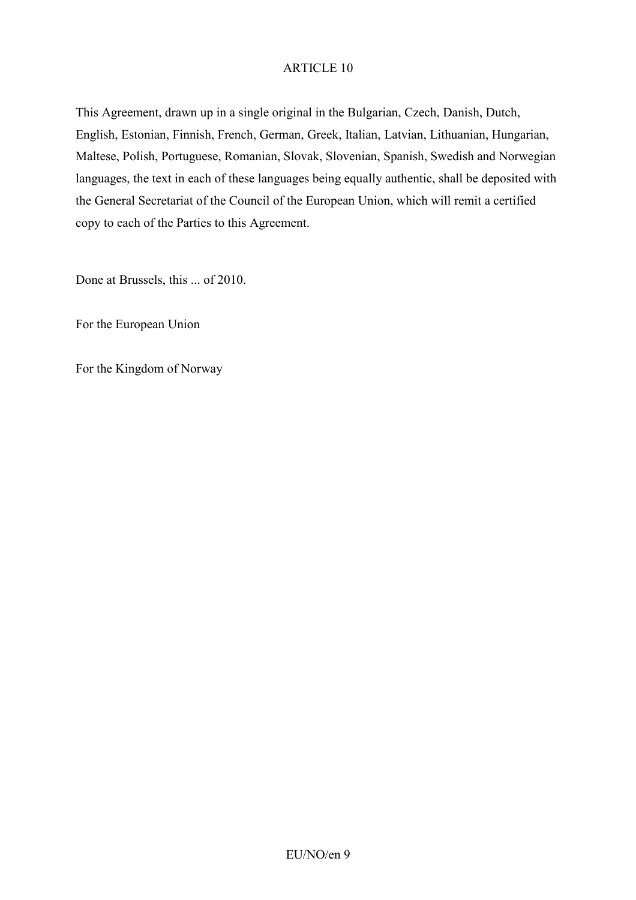ARTICLE 10

This Agreement, drawn up in a single original in the Bulgarian, Czech, Danish, Dutch, English, Estonian, Finnish, French, German, Greek, Italian, Latvian, Lithuanian, Hungarian, Maltese, Polish, Portuguese, Romanian, Slovak, Slovenian, Spanish, Swedish and Norwegian languages, the text in each of these languages being equally authentic, shall be deposited with the General Secretariat of the Council of the European Union, which will remit a certified copy to each of the Parties to this Agreement.

Done at Brussels, this ... of 2010.

For the European Union

For the Kingdom of Norway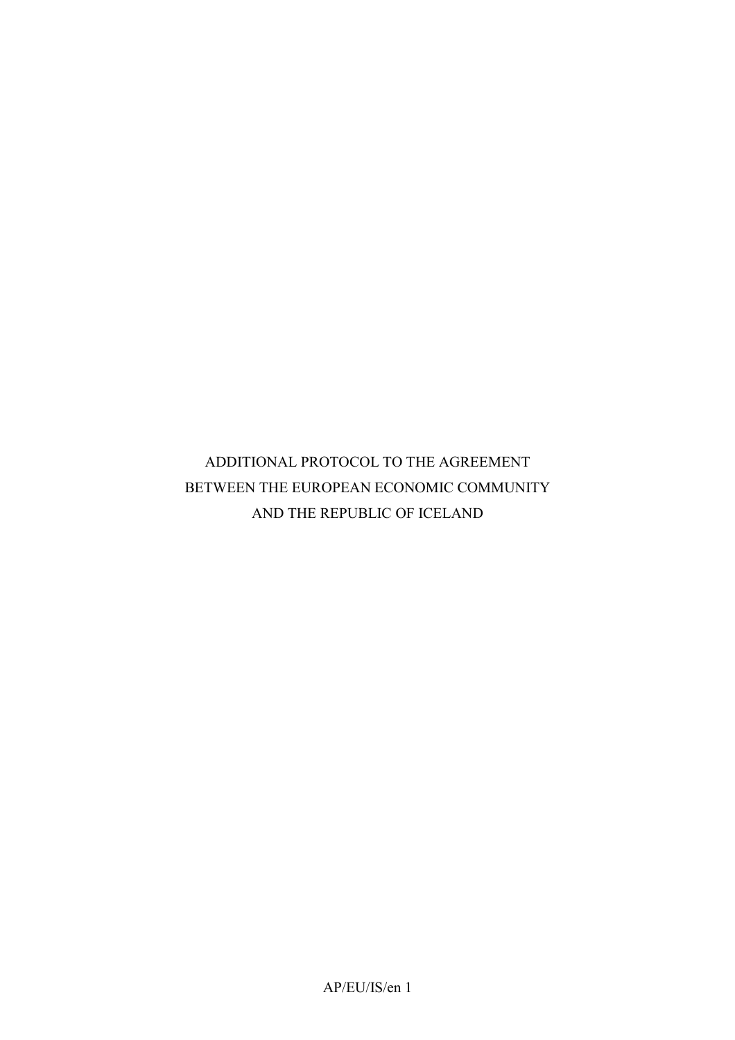# ADDITIONAL PROTOCOL TO THE AGREEMENT BETWEEN THE EUROPEAN ECONOMIC COMMUNITY AND THE REPUBLIC OF ICELAND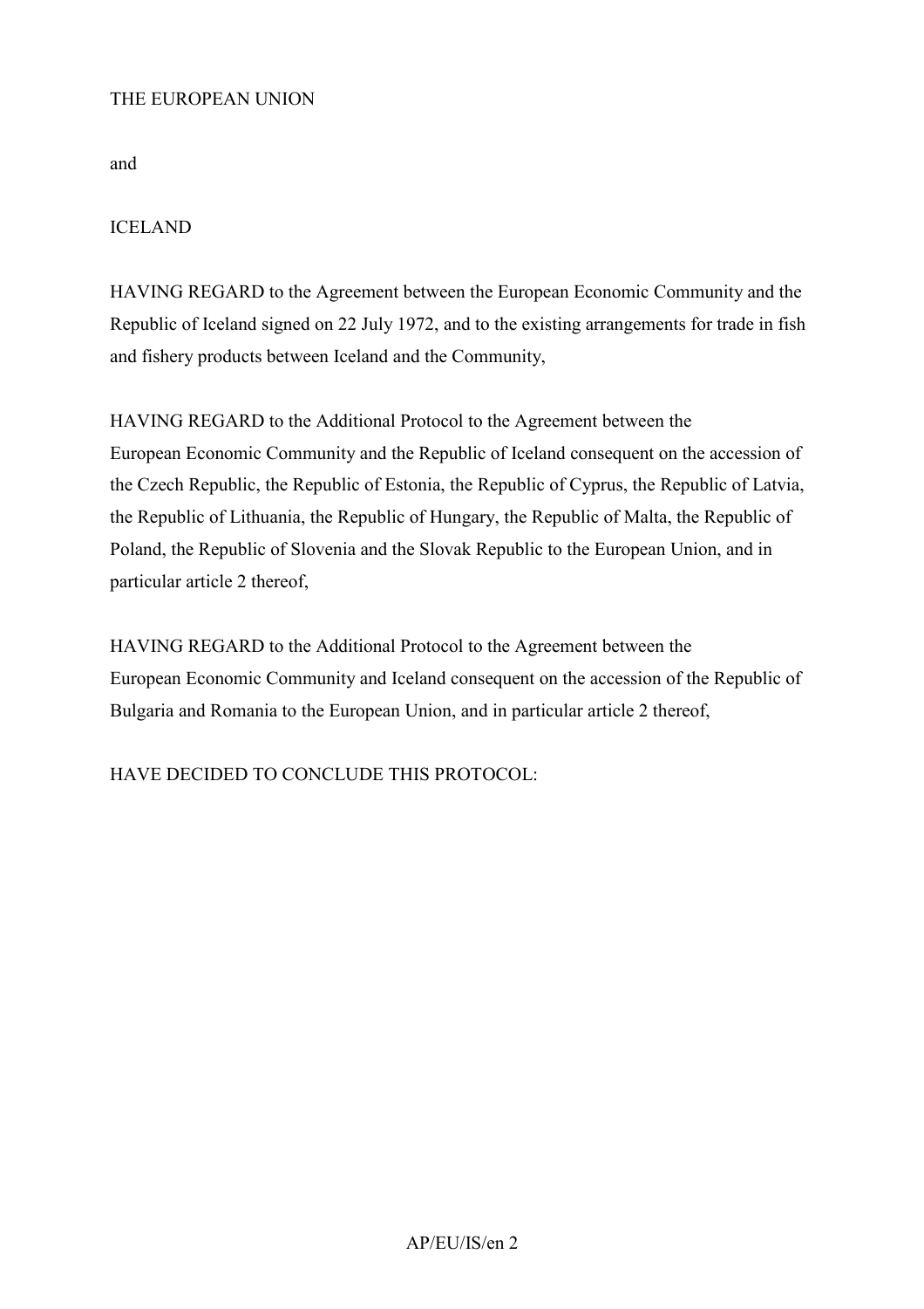THE EUROPEAN UNION

and

ICELAND

HAVING REGARD to the Agreement between the European Economic Community and the Republic of Iceland signed on 22 July 1972, and to the existing arrangements for trade in fish and fishery products between Iceland and the Community,

HAVING REGARD to the Additional Protocol to the Agreement between the European Economic Community and the Republic of Iceland consequent on the accession of the Czech Republic, the Republic of Estonia, the Republic of Cyprus, the Republic of Latvia, the Republic of Lithuania, the Republic of Hungary, the Republic of Malta, the Republic of Poland, the Republic of Slovenia and the Slovak Republic to the European Union, and in particular article 2 thereof,

HAVING REGARD to the Additional Protocol to the Agreement between the European Economic Community and Iceland consequent on the accession of the Republic of Bulgaria and Romania to the European Union, and in particular article 2 thereof,

HAVE DECIDED TO CONCLUDE THIS PROTOCOL: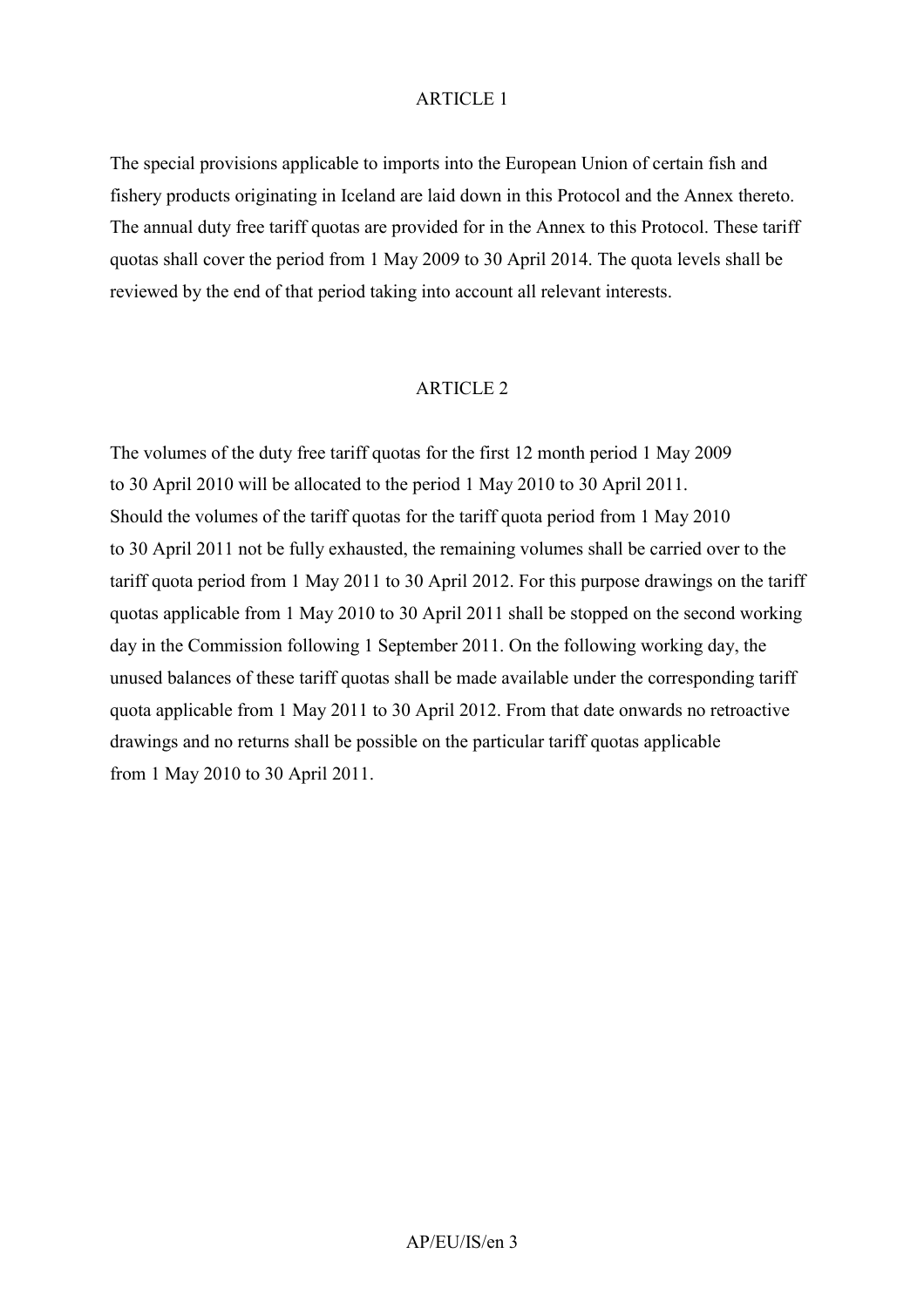ARTICLE 1

The special provisions applicable to imports into the European Union of certain fish and fishery products originating in Iceland are laid down in this Protocol and the Annex thereto. The annual duty free tariff quotas are provided for in the Annex to this Protocol. These tariff quotas shall cover the period from 1 May 2009 to 30 April 2014. The quota levels shall be reviewed by the end of that period taking into account all relevant interests.

ARTICLE 2

The volumes of the duty free tariff quotas for the first 12 month period 1 May 2009 to 30 April 2010 will be allocated to the period 1 May 2010 to 30 April 2011. Should the volumes of the tariff quotas for the tariff quota period from 1 May 2010 to 30 April 2011 not be fully exhausted, the remaining volumes shall be carried over to the tariff quota period from 1 May 2011 to 30 April 2012. For this purpose drawings on the tariff quotas applicable from 1 May 2010 to 30 April 2011 shall be stopped on the second working day in the Commission following 1 September 2011. On the following working day, the unused balances of these tariff quotas shall be made available under the corresponding tariff quota applicable from 1 May 2011 to 30 April 2012. From that date onwards no retroactive drawings and no returns shall be possible on the particular tariff quotas applicable from 1 May 2010 to 30 April 2011.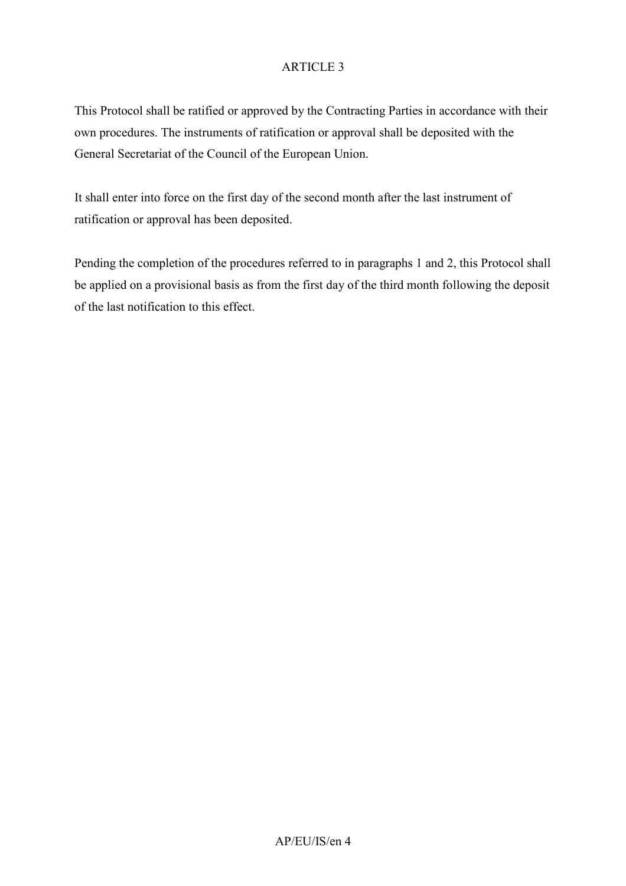ARTICLE 3

This Protocol shall be ratified or approved by the Contracting Parties in accordance with their own procedures. The instruments of ratification or approval shall be deposited with the General Secretariat of the Council of the European Union.

It shall enter into force on the first day of the second month after the last instrument of ratification or approval has been deposited.

Pending the completion of the procedures referred to in paragraphs 1 and 2, this Protocol shall be applied on a provisional basis as from the first day of the third month following the deposit of the last notification to this effect.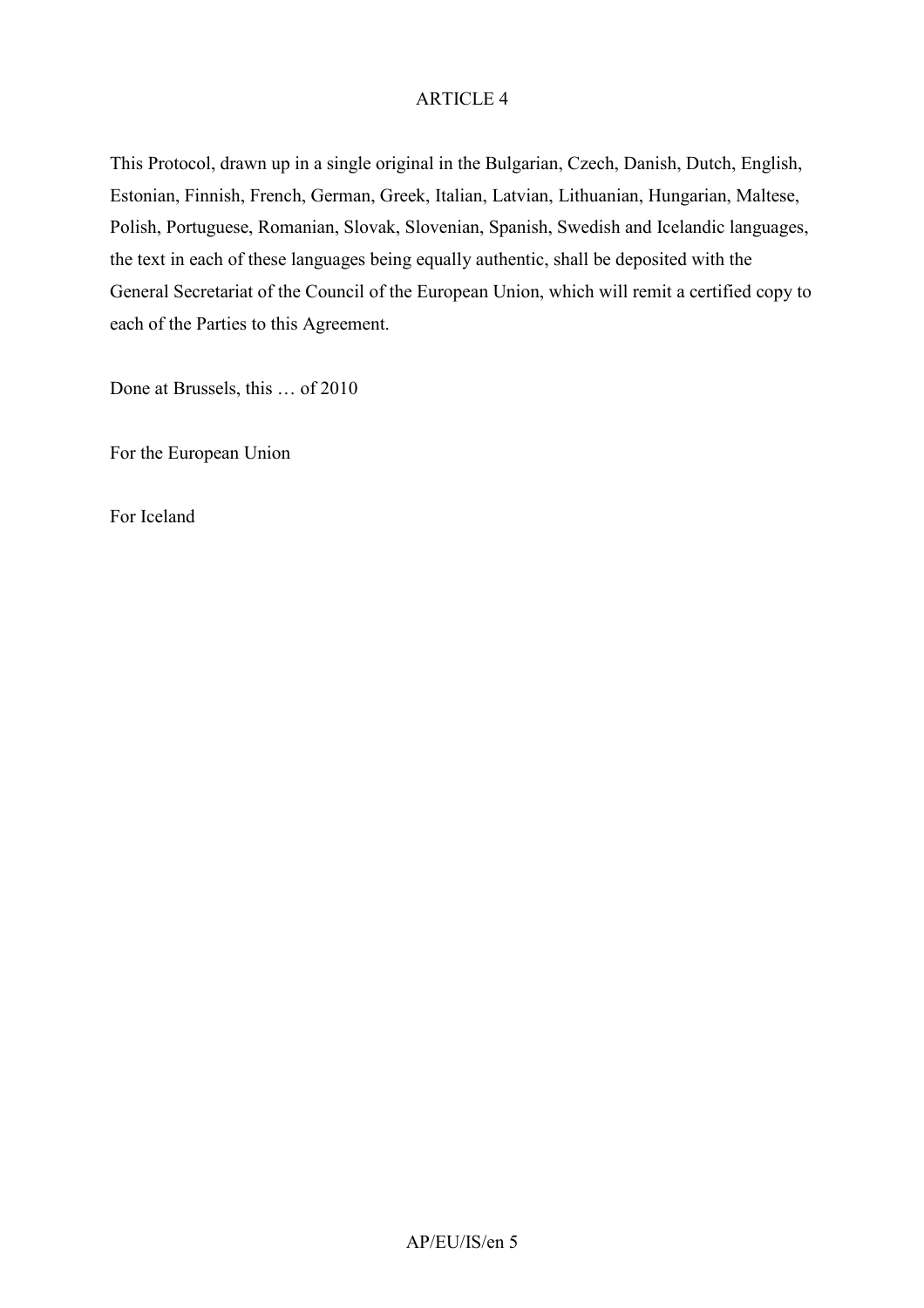## ARTICLE 4

This Protocol, drawn up in a single original in the Bulgarian, Czech, Danish, Dutch, English, Estonian, Finnish, French, German, Greek, Italian, Latvian, Lithuanian, Hungarian, Maltese, Polish, Portuguese, Romanian, Slovak, Slovenian, Spanish, Swedish and Icelandic languages, the text in each of these languages being equally authentic, shall be deposited with the General Secretariat of the Council of the European Union, which will remit a certified copy to each of the Parties to this Agreement.

Done at Brussels, this … of 2010

For the European Union

For Iceland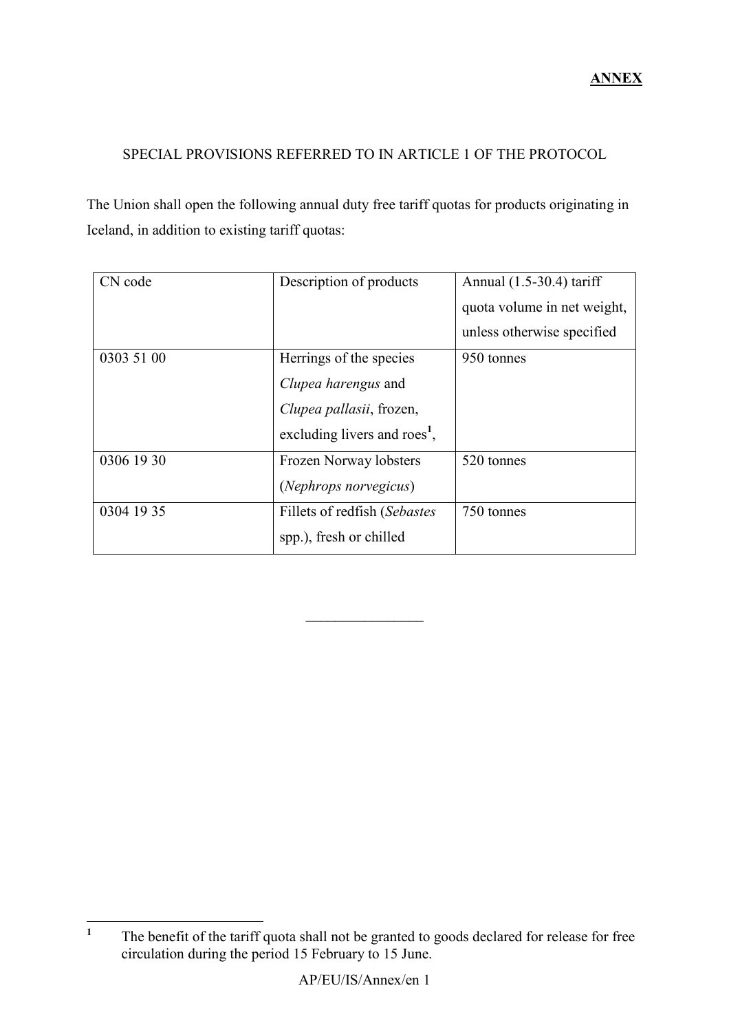**ANNEX**

SPECIAL PROVISIONS REFERRED TO IN ARTICLE 1 OF THE PROTOCOL

The Union shall open the following annual duty free tariff quotas for products originating in Iceland, in addition to existing tariff quotas:

| CN code | Description of products | Annual (1.5-30.4) tariff quota volume in net weight, unless otherwise specified |
|---|---|---|
| 0303 51 00 | Herrings of the species *Clupea harengus* and *Clupea pallasii*, frozen, excluding livers and roes[1], | 950 tonnes |
| 0306 19 30 | Frozen Norway lobsters (*Nephrops norvegicus*) | 520 tonnes |
| 0304 19 35 | Fillets of redfish (*Sebastes* spp.), fresh or chilled | 750 tonnes |

________________

[1] The benefit of the tariff quota shall not be granted to goods declared for release for free circulation during the period 15 February to 15 June.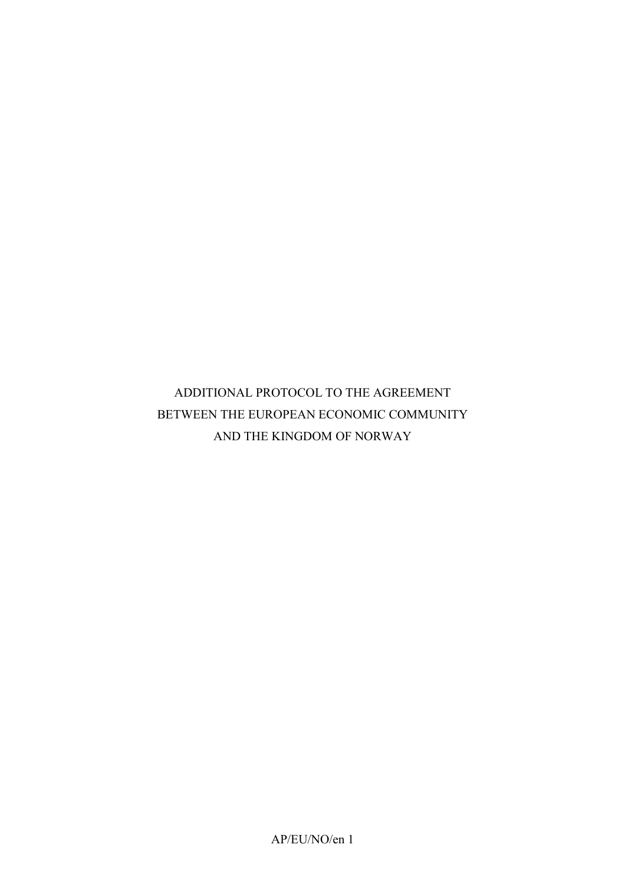# ADDITIONAL PROTOCOL TO THE AGREEMENT BETWEEN THE EUROPEAN ECONOMIC COMMUNITY AND THE KINGDOM OF NORWAY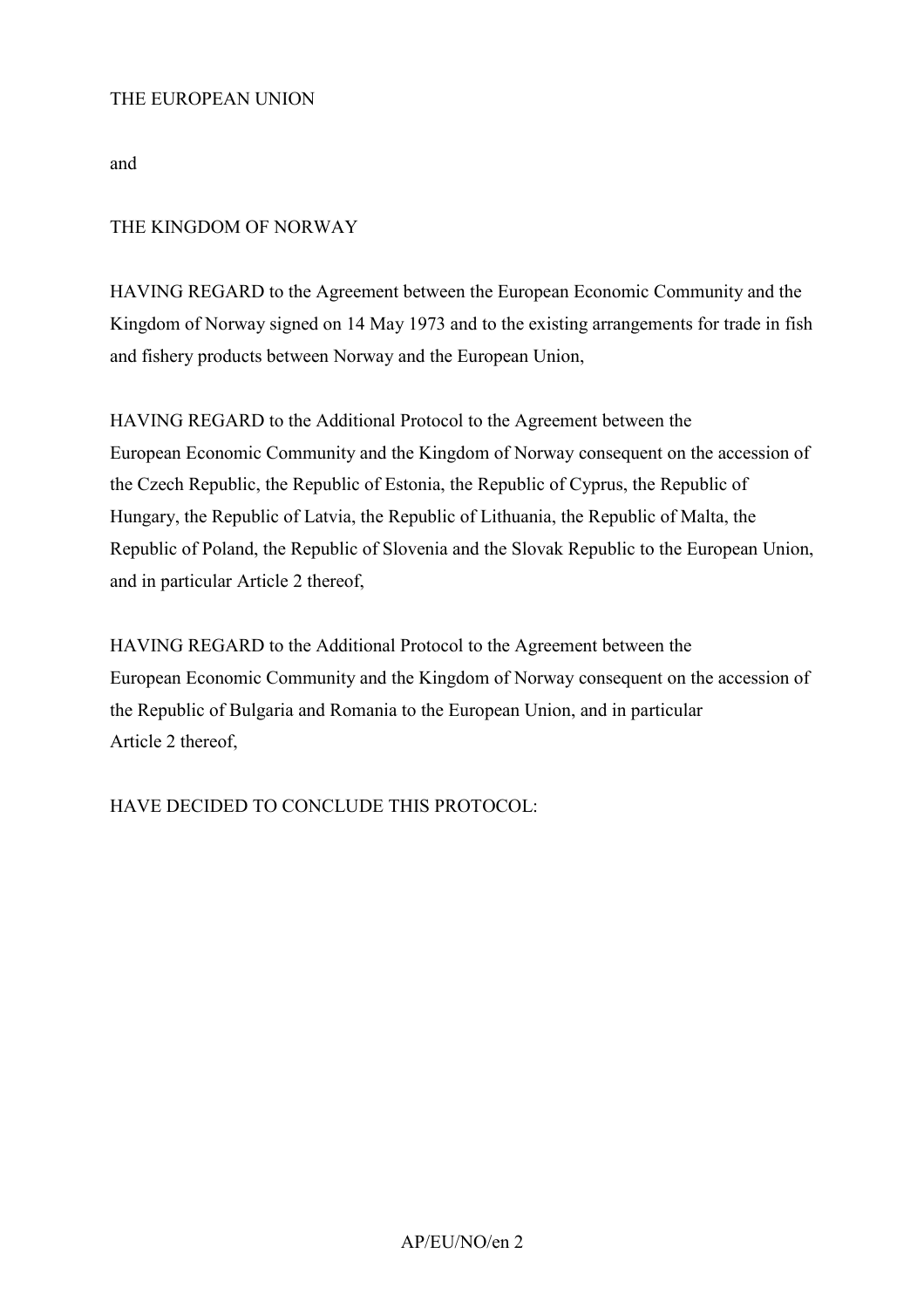THE EUROPEAN UNION

and

THE KINGDOM OF NORWAY

HAVING REGARD to the Agreement between the European Economic Community and the Kingdom of Norway signed on 14 May 1973 and to the existing arrangements for trade in fish and fishery products between Norway and the European Union,

HAVING REGARD to the Additional Protocol to the Agreement between the European Economic Community and the Kingdom of Norway consequent on the accession of the Czech Republic, the Republic of Estonia, the Republic of Cyprus, the Republic of Hungary, the Republic of Latvia, the Republic of Lithuania, the Republic of Malta, the Republic of Poland, the Republic of Slovenia and the Slovak Republic to the European Union, and in particular Article 2 thereof,

HAVING REGARD to the Additional Protocol to the Agreement between the European Economic Community and the Kingdom of Norway consequent on the accession of the Republic of Bulgaria and Romania to the European Union, and in particular Article 2 thereof,

HAVE DECIDED TO CONCLUDE THIS PROTOCOL: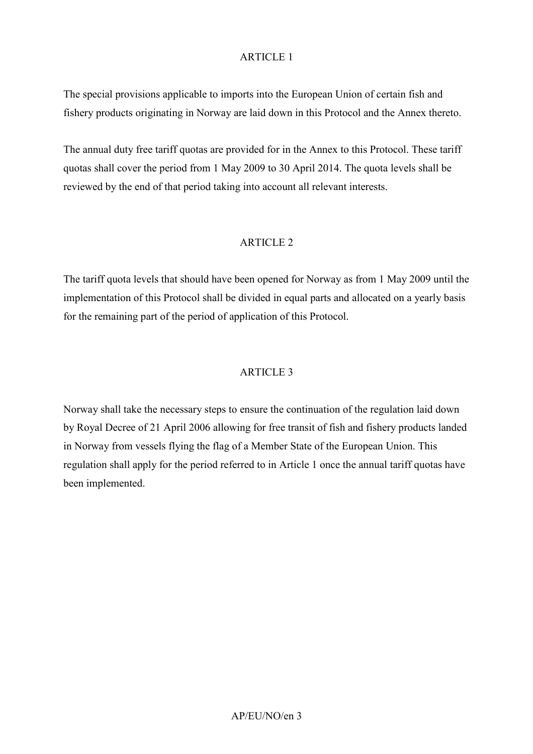## ARTICLE 1

The special provisions applicable to imports into the European Union of certain fish and fishery products originating in Norway are laid down in this Protocol and the Annex thereto.

The annual duty free tariff quotas are provided for in the Annex to this Protocol. These tariff quotas shall cover the period from 1 May 2009 to 30 April 2014. The quota levels shall be reviewed by the end of that period taking into account all relevant interests.

## ARTICLE 2

The tariff quota levels that should have been opened for Norway as from 1 May 2009 until the implementation of this Protocol shall be divided in equal parts and allocated on a yearly basis for the remaining part of the period of application of this Protocol.

## ARTICLE 3

Norway shall take the necessary steps to ensure the continuation of the regulation laid down by Royal Decree of 21 April 2006 allowing for free transit of fish and fishery products landed in Norway from vessels flying the flag of a Member State of the European Union. This regulation shall apply for the period referred to in Article 1 once the annual tariff quotas have been implemented.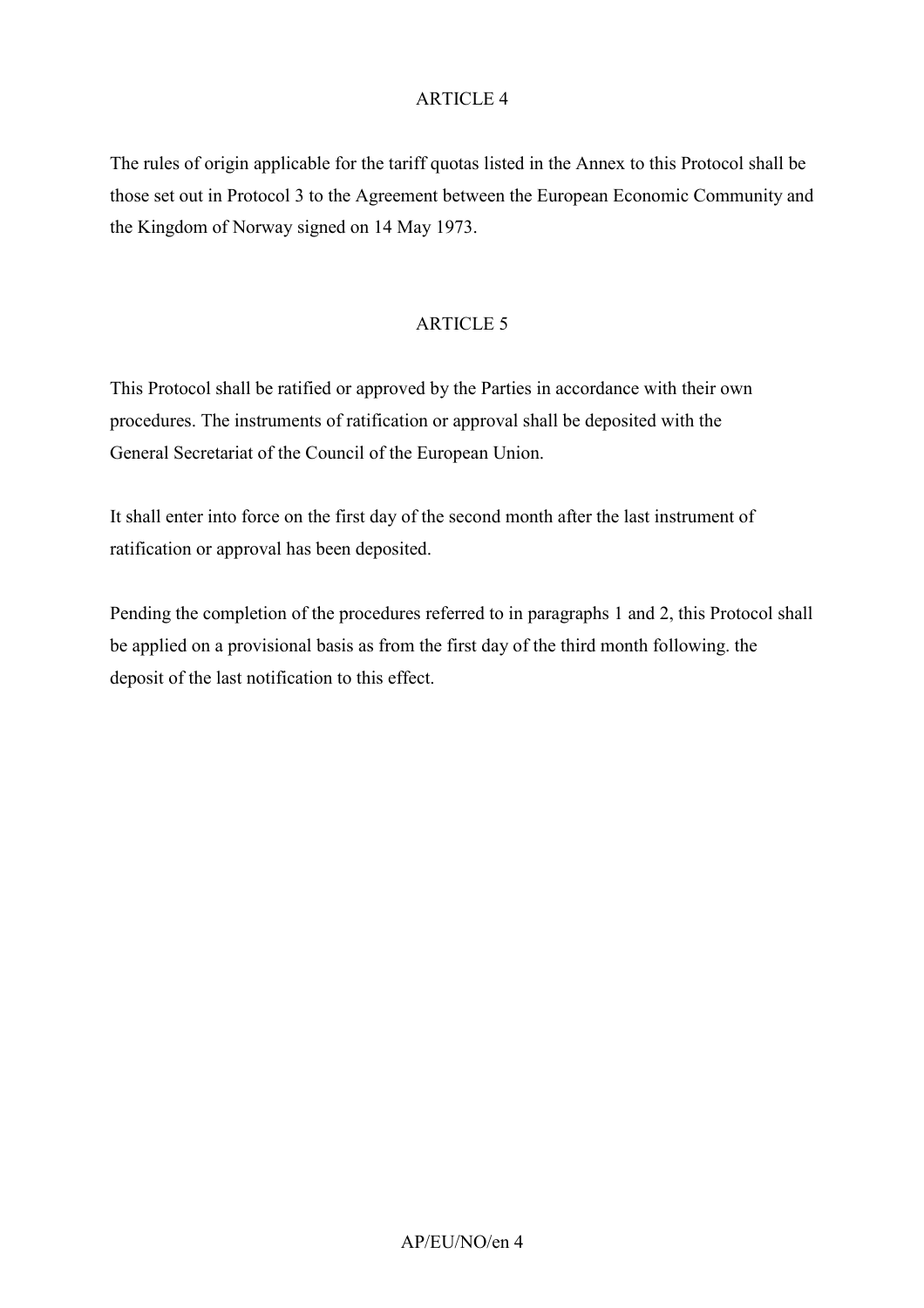ARTICLE 4

The rules of origin applicable for the tariff quotas listed in the Annex to this Protocol shall be those set out in Protocol 3 to the Agreement between the European Economic Community and the Kingdom of Norway signed on 14 May 1973.

ARTICLE 5

This Protocol shall be ratified or approved by the Parties in accordance with their own procedures. The instruments of ratification or approval shall be deposited with the General Secretariat of the Council of the European Union.

It shall enter into force on the first day of the second month after the last instrument of ratification or approval has been deposited.

Pending the completion of the procedures referred to in paragraphs 1 and 2, this Protocol shall be applied on a provisional basis as from the first day of the third month following. the deposit of the last notification to this effect.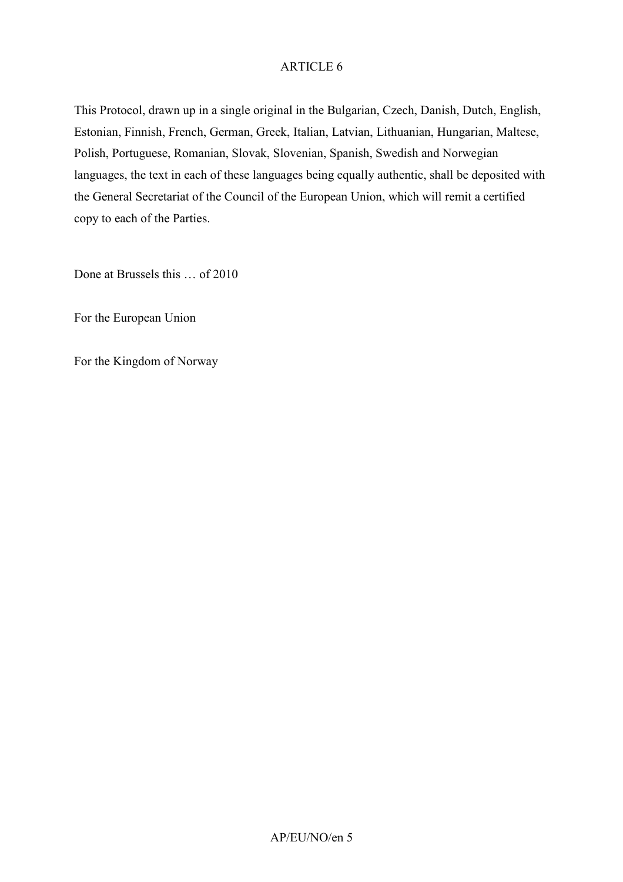ARTICLE 6

This Protocol, drawn up in a single original in the Bulgarian, Czech, Danish, Dutch, English, Estonian, Finnish, French, German, Greek, Italian, Latvian, Lithuanian, Hungarian, Maltese, Polish, Portuguese, Romanian, Slovak, Slovenian, Spanish, Swedish and Norwegian languages, the text in each of these languages being equally authentic, shall be deposited with the General Secretariat of the Council of the European Union, which will remit a certified copy to each of the Parties.

Done at Brussels this … of 2010

For the European Union

For the Kingdom of Norway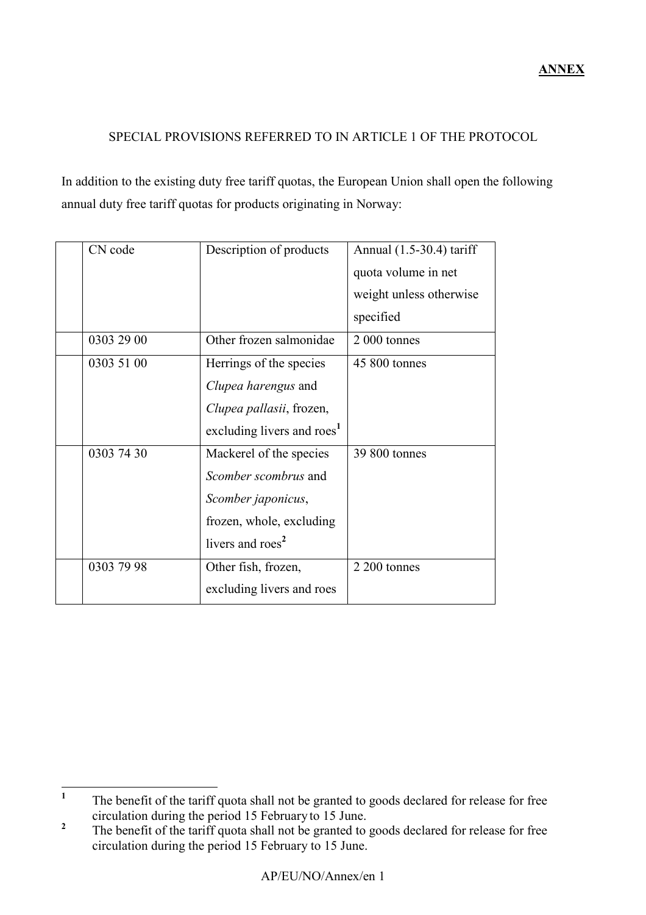**ANNEX**

SPECIAL PROVISIONS REFERRED TO IN ARTICLE 1 OF THE PROTOCOL

In addition to the existing duty free tariff quotas, the European Union shall open the following annual duty free tariff quotas for products originating in Norway:

| | CN code | Description of products | Annual (1.5-30.4) tariff quota volume in net weight unless otherwise specified |
|---|---|---|---|
| | 0303 29 00 | Other frozen salmonidae | 2 000 tonnes |
| | 0303 51 00 | Herrings of the species *Clupea harengus* and *Clupea pallasii*, frozen, excluding livers and roes[1] | 45 800 tonnes |
| | 0303 74 30 | Mackerel of the species *Scomber scombrus* and *Scomber japonicus*, frozen, whole, excluding livers and roes[2] | 39 800 tonnes |
| | 0303 79 98 | Other fish, frozen, excluding livers and roes | 2 200 tonnes |

---

[1] The benefit of the tariff quota shall not be granted to goods declared for release for free circulation during the period 15 February to 15 June.

[2] The benefit of the tariff quota shall not be granted to goods declared for release for free circulation during the period 15 February to 15 June.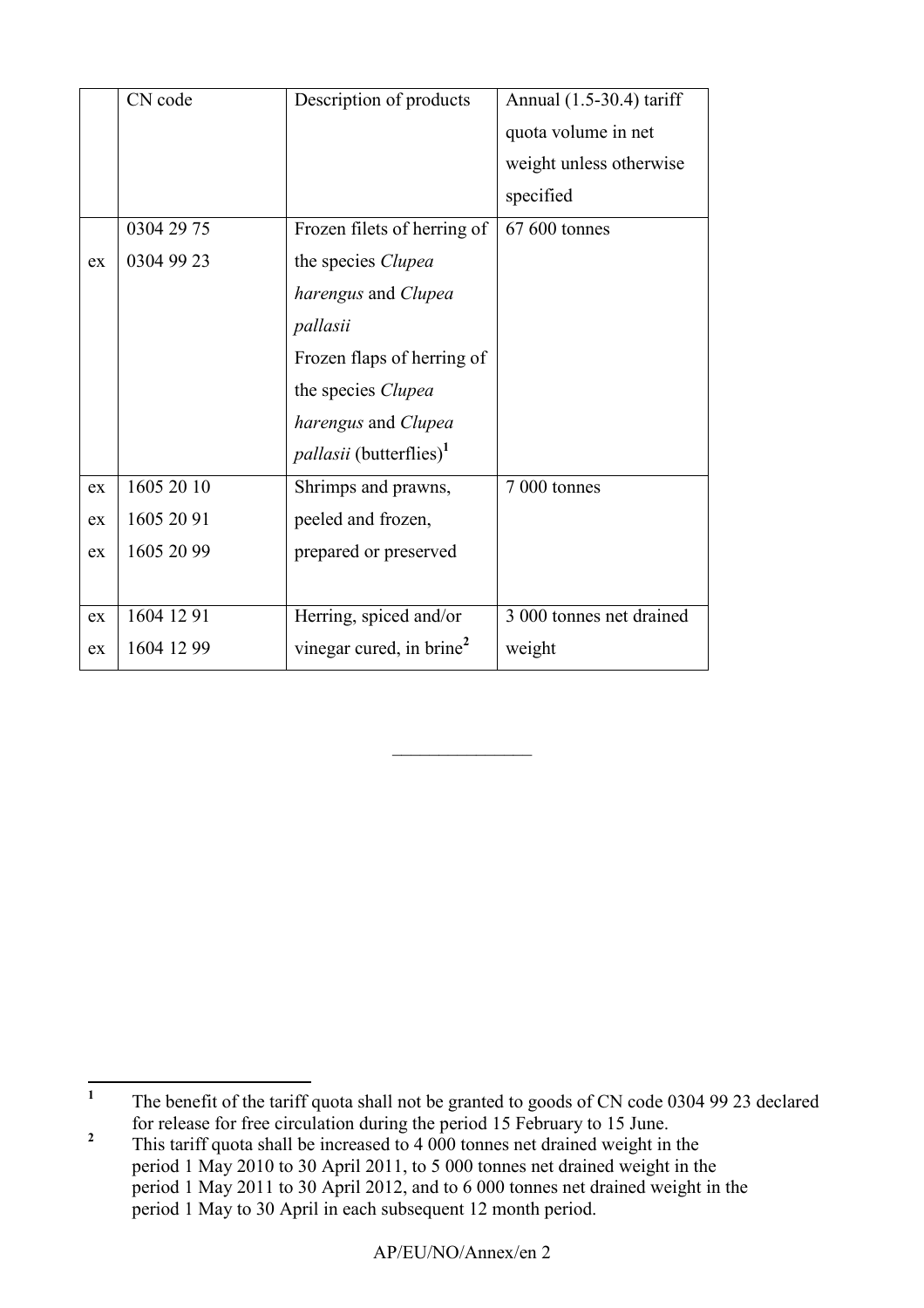| | CN code | Description of products | Annual (1.5-30.4) tariff quota volume in net weight unless otherwise specified |
|---|---|---|---|
| <br>ex | 0304 29 75<br>0304 99 23 | Frozen filets of herring of the species *Clupea harengus* and *Clupea pallasii*<br>Frozen flaps of herring of the species *Clupea harengus* and *Clupea pallasii* (butterflies)[1] | 67 600 tonnes |
| ex<br>ex<br>ex | 1605 20 10<br>1605 20 91<br>1605 20 99 | Shrimps and prawns, peeled and frozen, prepared or preserved | 7 000 tonnes |
| ex<br>ex | 1604 12 91<br>1604 12 99 | Herring, spiced and/or vinegar cured, in brine[2] | 3 000 tonnes net drained weight |

________________

[1] The benefit of the tariff quota shall not be granted to goods of CN code 0304 99 23 declared for release for free circulation during the period 15 February to 15 June.

[2] This tariff quota shall be increased to 4 000 tonnes net drained weight in the period 1 May 2010 to 30 April 2011, to 5 000 tonnes net drained weight in the period 1 May 2011 to 30 April 2012, and to 6 000 tonnes net drained weight in the period 1 May to 30 April in each subsequent 12 month period.